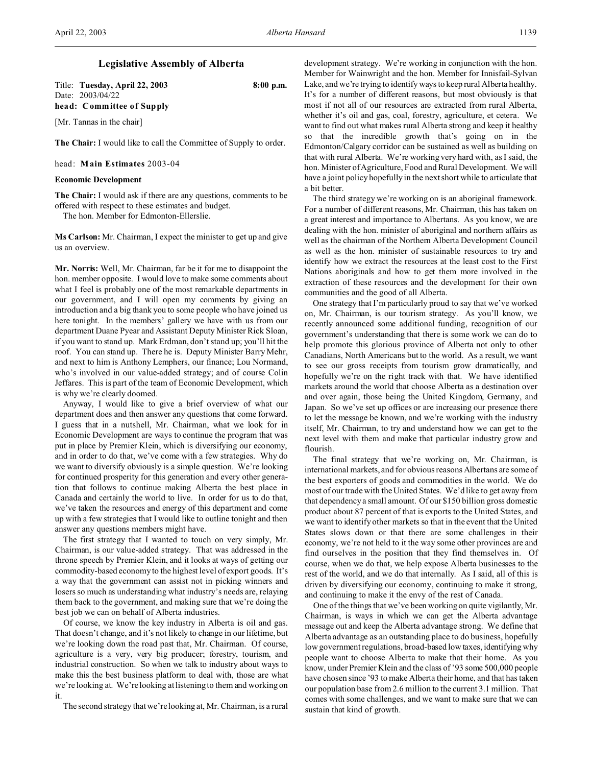# Legislative Assembly of Alberta

Title: **Tuesday, April 22, 2003** **8:00 p.m.**
Date: 2003/04/22
**head: Committee of Supply**

[Mr. Tannas in the chair]

**The Chair:** I would like to call the Committee of Supply to order.

head: **Main Estimates** 2003-04

**Economic Development**

**The Chair:** I would ask if there are any questions, comments to be offered with respect to these estimates and budget.

The hon. Member for Edmonton-Ellerslie.

**Ms Carlson:** Mr. Chairman, I expect the minister to get up and give us an overview.

**Mr. Norris:** Well, Mr. Chairman, far be it for me to disappoint the hon. member opposite. I would love to make some comments about what I feel is probably one of the most remarkable departments in our government, and I will open my comments by giving an introduction and a big thank you to some people who have joined us here tonight. In the members' gallery we have with us from our department Duane Pyear and Assistant Deputy Minister Rick Sloan, if you want to stand up. Mark Erdman, don't stand up; you'll hit the roof. You can stand up. There he is. Deputy Minister Barry Mehr, and next to him is Anthony Lemphers, our finance; Lou Normand, who's involved in our value-added strategy; and of course Colin Jeffares. This is part of the team of Economic Development, which is why we're clearly doomed.

Anyway, I would like to give a brief overview of what our department does and then answer any questions that come forward. I guess that in a nutshell, Mr. Chairman, what we look for in Economic Development are ways to continue the program that was put in place by Premier Klein, which is diversifying our economy, and in order to do that, we've come with a few strategies. Why do we want to diversify obviously is a simple question. We're looking for continued prosperity for this generation and every other generation that follows to continue making Alberta the best place in Canada and certainly the world to live. In order for us to do that, we've taken the resources and energy of this department and come up with a few strategies that I would like to outline tonight and then answer any questions members might have.

The first strategy that I wanted to touch on very simply, Mr. Chairman, is our value-added strategy. That was addressed in the throne speech by Premier Klein, and it looks at ways of getting our commodity-based economy to the highest level of export goods. It's a way that the government can assist not in picking winners and losers so much as understanding what industry's needs are, relaying them back to the government, and making sure that we're doing the best job we can on behalf of Alberta industries.

Of course, we know the key industry in Alberta is oil and gas. That doesn't change, and it's not likely to change in our lifetime, but we're looking down the road past that, Mr. Chairman. Of course, agriculture is a very, very big producer; forestry, tourism, and industrial construction. So when we talk to industry about ways to make this the best business platform to deal with, those are what we're looking at. We're looking at listening to them and working on it.

The second strategy that we're looking at, Mr. Chairman, is a rural development strategy. We're working in conjunction with the hon. Member for Wainwright and the hon. Member for Innisfail-Sylvan Lake, and we're trying to identify ways to keep rural Alberta healthy. It's for a number of different reasons, but most obviously is that most if not all of our resources are extracted from rural Alberta, whether it's oil and gas, coal, forestry, agriculture, et cetera. We want to find out what makes rural Alberta strong and keep it healthy so that the incredible growth that's going on in the Edmonton/Calgary corridor can be sustained as well as building on that with rural Alberta. We're working very hard with, as I said, the hon. Minister of Agriculture, Food and Rural Development. We will have a joint policy hopefully in the next short while to articulate that a bit better.

The third strategy we're working on is an aboriginal framework. For a number of different reasons, Mr. Chairman, this has taken on a great interest and importance to Albertans. As you know, we are dealing with the hon. minister of aboriginal and northern affairs as well as the chairman of the Northern Alberta Development Council as well as the hon. minister of sustainable resources to try and identify how we extract the resources at the least cost to the First Nations aboriginals and how to get them more involved in the extraction of these resources and the development for their own communities and the good of all Alberta.

One strategy that I'm particularly proud to say that we've worked on, Mr. Chairman, is our tourism strategy. As you'll know, we recently announced some additional funding, recognition of our government's understanding that there is some work we can do to help promote this glorious province of Alberta not only to other Canadians, North Americans but to the world. As a result, we want to see our gross receipts from tourism grow dramatically, and hopefully we're on the right track with that. We have identified markets around the world that choose Alberta as a destination over and over again, those being the United Kingdom, Germany, and Japan. So we've set up offices or are increasing our presence there to let the message be known, and we're working with the industry itself, Mr. Chairman, to try and understand how we can get to the next level with them and make that particular industry grow and flourish.

The final strategy that we're working on, Mr. Chairman, is international markets, and for obvious reasons Albertans are some of the best exporters of goods and commodities in the world. We do most of our trade with the United States. We'd like to get away from that dependency a small amount. Of our $150 billion gross domestic product about 87 percent of that is exports to the United States, and we want to identify other markets so that in the event that the United States slows down or that there are some challenges in their economy, we're not held to it the way some other provinces are and find ourselves in the position that they find themselves in. Of course, when we do that, we help expose Alberta businesses to the rest of the world, and we do that internally. As I said, all of this is driven by diversifying our economy, continuing to make it strong, and continuing to make it the envy of the rest of Canada.

One of the things that we've been working on quite vigilantly, Mr. Chairman, is ways in which we can get the Alberta advantage message out and keep the Alberta advantage strong. We define that Alberta advantage as an outstanding place to do business, hopefully low government regulations, broad-based low taxes, identifying why people want to choose Alberta to make that their home. As you know, under Premier Klein and the class of '93 some 500,000 people have chosen since '93 to make Alberta their home, and that has taken our population base from 2.6 million to the current 3.1 million. That comes with some challenges, and we want to make sure that we can sustain that kind of growth.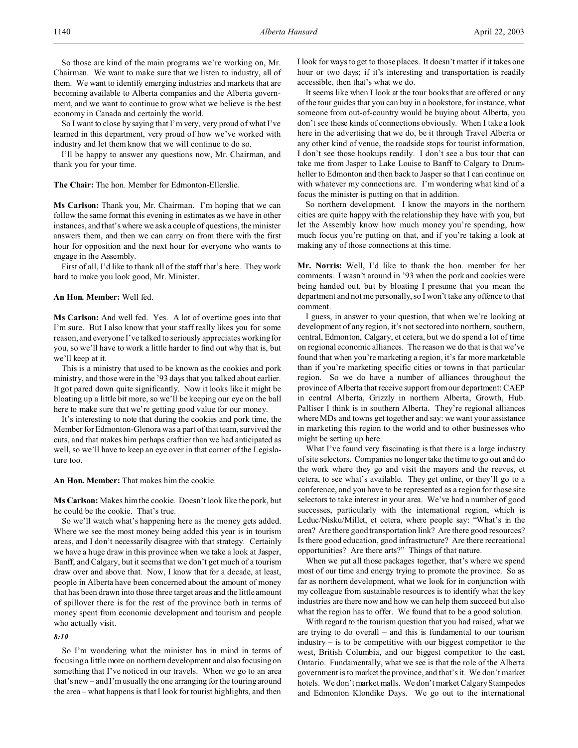So those are kind of the main programs we're working on, Mr. Chairman. We want to make sure that we listen to industry, all of them. We want to identify emerging industries and markets that are becoming available to Alberta companies and the Alberta government, and we want to continue to grow what we believe is the best economy in Canada and certainly the world.

So I want to close by saying that I'm very, very proud of what I've learned in this department, very proud of how we've worked with industry and let them know that we will continue to do so.

I'll be happy to answer any questions now, Mr. Chairman, and thank you for your time.

**The Chair:** The hon. Member for Edmonton-Ellerslie.

**Ms Carlson:** Thank you, Mr. Chairman. I'm hoping that we can follow the same format this evening in estimates as we have in other instances, and that's where we ask a couple of questions, the minister answers them, and then we can carry on from there with the first hour for opposition and the next hour for everyone who wants to engage in the Assembly.

First of all, I'd like to thank all of the staff that's here. They work hard to make you look good, Mr. Minister.

**An Hon. Member:** Well fed.

**Ms Carlson:** And well fed. Yes. A lot of overtime goes into that I'm sure. But I also know that your staff really likes you for some reason, and everyone I've talked to seriously appreciates working for you, so we'll have to work a little harder to find out why that is, but we'll keep at it.

This is a ministry that used to be known as the cookies and pork ministry, and those were in the '93 days that you talked about earlier. It got pared down quite significantly. Now it looks like it might be bloating up a little bit more, so we'll be keeping our eye on the ball here to make sure that we're getting good value for our money.

It's interesting to note that during the cookies and pork time, the Member for Edmonton-Glenora was a part of that team, survived the cuts, and that makes him perhaps craftier than we had anticipated as well, so we'll have to keep an eye over in that corner of the Legislature too.

**An Hon. Member:** That makes him the cookie.

**Ms Carlson:** Makes him the cookie. Doesn't look like the pork, but he could be the cookie. That's true.

So we'll watch what's happening here as the money gets added. Where we see the most money being added this year is in tourism areas, and I don't necessarily disagree with that strategy. Certainly we have a huge draw in this province when we take a look at Jasper, Banff, and Calgary, but it seems that we don't get much of a tourism draw over and above that. Now, I know that for a decade, at least, people in Alberta have been concerned about the amount of money that has been drawn into those three target areas and the little amount of spillover there is for the rest of the province both in terms of money spent from economic development and tourism and people who actually visit.

*8:10*

So I'm wondering what the minister has in mind in terms of focusing a little more on northern development and also focusing on something that I've noticed in our travels. When we go to an area that's new – and I'm usually the one arranging for the touring around the area – what happens is that I look for tourist highlights, and then I look for ways to get to those places. It doesn't matter if it takes one hour or two days; if it's interesting and transportation is readily accessible, then that's what we do.

It seems like when I look at the tour books that are offered or any of the tour guides that you can buy in a bookstore, for instance, what someone from out-of-country would be buying about Alberta, you don't see these kinds of connections obviously. When I take a look here in the advertising that we do, be it through Travel Alberta or any other kind of venue, the roadside stops for tourist information, I don't see those hookups readily. I don't see a bus tour that can take me from Jasper to Lake Louise to Banff to Calgary to Drumheller to Edmonton and then back to Jasper so that I can continue on with whatever my connections are. I'm wondering what kind of a focus the minister is putting on that in addition.

So northern development. I know the mayors in the northern cities are quite happy with the relationship they have with you, but let the Assembly know how much money you're spending, how much focus you're putting on that, and if you're taking a look at making any of those connections at this time.

**Mr. Norris:** Well, I'd like to thank the hon. member for her comments. I wasn't around in '93 when the pork and cookies were being handed out, but by bloating I presume that you mean the department and not me personally, so I won't take any offence to that comment.

I guess, in answer to your question, that when we're looking at development of any region, it's not sectored into northern, southern, central, Edmonton, Calgary, et cetera, but we do spend a lot of time on regional economic alliances. The reason we do that is that we've found that when you're marketing a region, it's far more marketable than if you're marketing specific cities or towns in that particular region. So we do have a number of alliances throughout the province of Alberta that receive support from our department: CAEP in central Alberta, Grizzly in northern Alberta, Growth, Hub. Palliser I think is in southern Alberta. They're regional alliances where MDs and towns get together and say: we want your assistance in marketing this region to the world and to other businesses who might be setting up here.

What I've found very fascinating is that there is a large industry of site selectors. Companies no longer take the time to go out and do the work where they go and visit the mayors and the reeves, et cetera, to see what's available. They get online, or they'll go to a conference, and you have to be represented as a region for those site selectors to take interest in your area. We've had a number of good successes, particularly with the international region, which is Leduc/Nisku/Millet, et cetera, where people say: "What's in the area? Are there good transportation link? Are there good resources? Is there good education, good infrastructure? Are there recreational opportunities? Are there arts?" Things of that nature.

When we put all those packages together, that's where we spend most of our time and energy trying to promote the province. So as far as northern development, what we look for in conjunction with my colleague from sustainable resources is to identify what the key industries are there now and how we can help them succeed but also what the region has to offer. We found that to be a good solution.

With regard to the tourism question that you had raised, what we are trying to do overall – and this is fundamental to our tourism industry – is to be competitive with our biggest competitor to the west, British Columbia, and our biggest competitor to the east, Ontario. Fundamentally, what we see is that the role of the Alberta government is to market the province, and that's it. We don't market hotels. We don't market malls. We don't market Calgary Stampedes and Edmonton Klondike Days. We go out to the international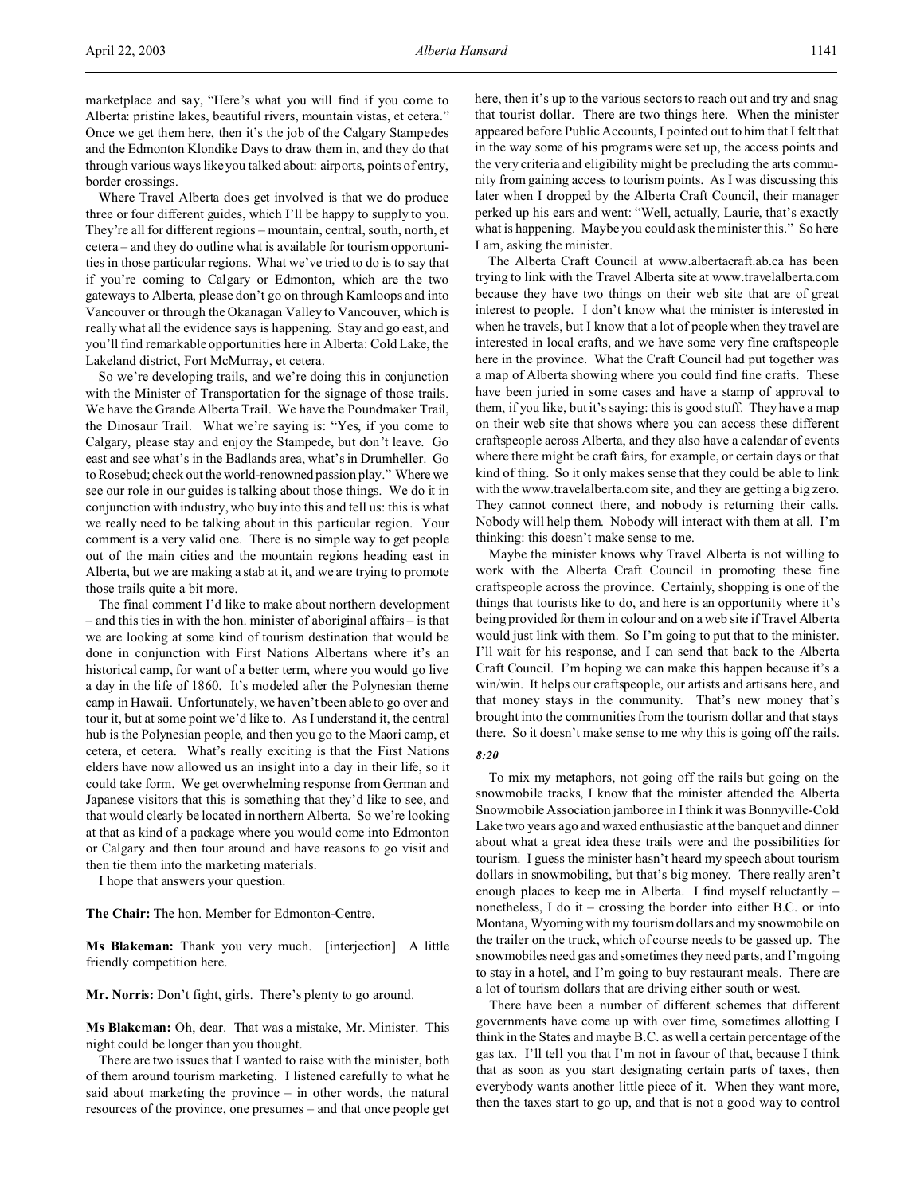marketplace and say, "Here's what you will find if you come to Alberta: pristine lakes, beautiful rivers, mountain vistas, et cetera." Once we get them here, then it's the job of the Calgary Stampedes and the Edmonton Klondike Days to draw them in, and they do that through various ways like you talked about: airports, points of entry, border crossings.

Where Travel Alberta does get involved is that we do produce three or four different guides, which I'll be happy to supply to you. They're all for different regions – mountain, central, south, north, et cetera – and they do outline what is available for tourism opportunities in those particular regions. What we've tried to do is to say that if you're coming to Calgary or Edmonton, which are the two gateways to Alberta, please don't go on through Kamloops and into Vancouver or through the Okanagan Valley to Vancouver, which is really what all the evidence says is happening. Stay and go east, and you'll find remarkable opportunities here in Alberta: Cold Lake, the Lakeland district, Fort McMurray, et cetera.

So we're developing trails, and we're doing this in conjunction with the Minister of Transportation for the signage of those trails. We have the Grande Alberta Trail. We have the Poundmaker Trail, the Dinosaur Trail. What we're saying is: "Yes, if you come to Calgary, please stay and enjoy the Stampede, but don't leave. Go east and see what's in the Badlands area, what's in Drumheller. Go to Rosebud; check out the world-renowned passion play." Where we see our role in our guides is talking about those things. We do it in conjunction with industry, who buy into this and tell us: this is what we really need to be talking about in this particular region. Your comment is a very valid one. There is no simple way to get people out of the main cities and the mountain regions heading east in Alberta, but we are making a stab at it, and we are trying to promote those trails quite a bit more.

The final comment I'd like to make about northern development – and this ties in with the hon. minister of aboriginal affairs – is that we are looking at some kind of tourism destination that would be done in conjunction with First Nations Albertans where it's an historical camp, for want of a better term, where you would go live a day in the life of 1860. It's modeled after the Polynesian theme camp in Hawaii. Unfortunately, we haven't been able to go over and tour it, but at some point we'd like to. As I understand it, the central hub is the Polynesian people, and then you go to the Maori camp, et cetera, et cetera. What's really exciting is that the First Nations elders have now allowed us an insight into a day in their life, so it could take form. We get overwhelming response from German and Japanese visitors that this is something that they'd like to see, and that would clearly be located in northern Alberta. So we're looking at that as kind of a package where you would come into Edmonton or Calgary and then tour around and have reasons to go visit and then tie them into the marketing materials.

I hope that answers your question.

**The Chair:** The hon. Member for Edmonton-Centre.

**Ms Blakeman:** Thank you very much. [interjection] A little friendly competition here.

**Mr. Norris:** Don't fight, girls. There's plenty to go around.

**Ms Blakeman:** Oh, dear. That was a mistake, Mr. Minister. This night could be longer than you thought.

There are two issues that I wanted to raise with the minister, both of them around tourism marketing. I listened carefully to what he said about marketing the province – in other words, the natural resources of the province, one presumes – and that once people get here, then it's up to the various sectors to reach out and try and snag that tourist dollar. There are two things here. When the minister appeared before Public Accounts, I pointed out to him that I felt that in the way some of his programs were set up, the access points and the very criteria and eligibility might be precluding the arts community from gaining access to tourism points. As I was discussing this later when I dropped by the Alberta Craft Council, their manager perked up his ears and went: "Well, actually, Laurie, that's exactly what is happening. Maybe you could ask the minister this." So here I am, asking the minister.

The Alberta Craft Council at www.albertacraft.ab.ca has been trying to link with the Travel Alberta site at www.travelalberta.com because they have two things on their web site that are of great interest to people. I don't know what the minister is interested in when he travels, but I know that a lot of people when they travel are interested in local crafts, and we have some very fine craftspeople here in the province. What the Craft Council had put together was a map of Alberta showing where you could find fine crafts. These have been juried in some cases and have a stamp of approval to them, if you like, but it's saying: this is good stuff. They have a map on their web site that shows where you can access these different craftspeople across Alberta, and they also have a calendar of events where there might be craft fairs, for example, or certain days or that kind of thing. So it only makes sense that they could be able to link with the www.travelalberta.com site, and they are getting a big zero. They cannot connect there, and nobody is returning their calls. Nobody will help them. Nobody will interact with them at all. I'm thinking: this doesn't make sense to me.

Maybe the minister knows why Travel Alberta is not willing to work with the Alberta Craft Council in promoting these fine craftspeople across the province. Certainly, shopping is one of the things that tourists like to do, and here is an opportunity where it's being provided for them in colour and on a web site if Travel Alberta would just link with them. So I'm going to put that to the minister. I'll wait for his response, and I can send that back to the Alberta Craft Council. I'm hoping we can make this happen because it's a win/win. It helps our craftspeople, our artists and artisans here, and that money stays in the community. That's new money that's brought into the communities from the tourism dollar and that stays there. So it doesn't make sense to me why this is going off the rails.

*8:20*

To mix my metaphors, not going off the rails but going on the snowmobile tracks, I know that the minister attended the Alberta Snowmobile Association jamboree in I think it was Bonnyville-Cold Lake two years ago and waxed enthusiastic at the banquet and dinner about what a great idea these trails were and the possibilities for tourism. I guess the minister hasn't heard my speech about tourism dollars in snowmobiling, but that's big money. There really aren't enough places to keep me in Alberta. I find myself reluctantly – nonetheless, I do it – crossing the border into either B.C. or into Montana, Wyoming with my tourism dollars and my snowmobile on the trailer on the truck, which of course needs to be gassed up. The snowmobiles need gas and sometimes they need parts, and I'm going to stay in a hotel, and I'm going to buy restaurant meals. There are a lot of tourism dollars that are driving either south or west.

There have been a number of different schemes that different governments have come up with over time, sometimes allotting I think in the States and maybe B.C. as well a certain percentage of the gas tax. I'll tell you that I'm not in favour of that, because I think that as soon as you start designating certain parts of taxes, then everybody wants another little piece of it. When they want more, then the taxes start to go up, and that is not a good way to control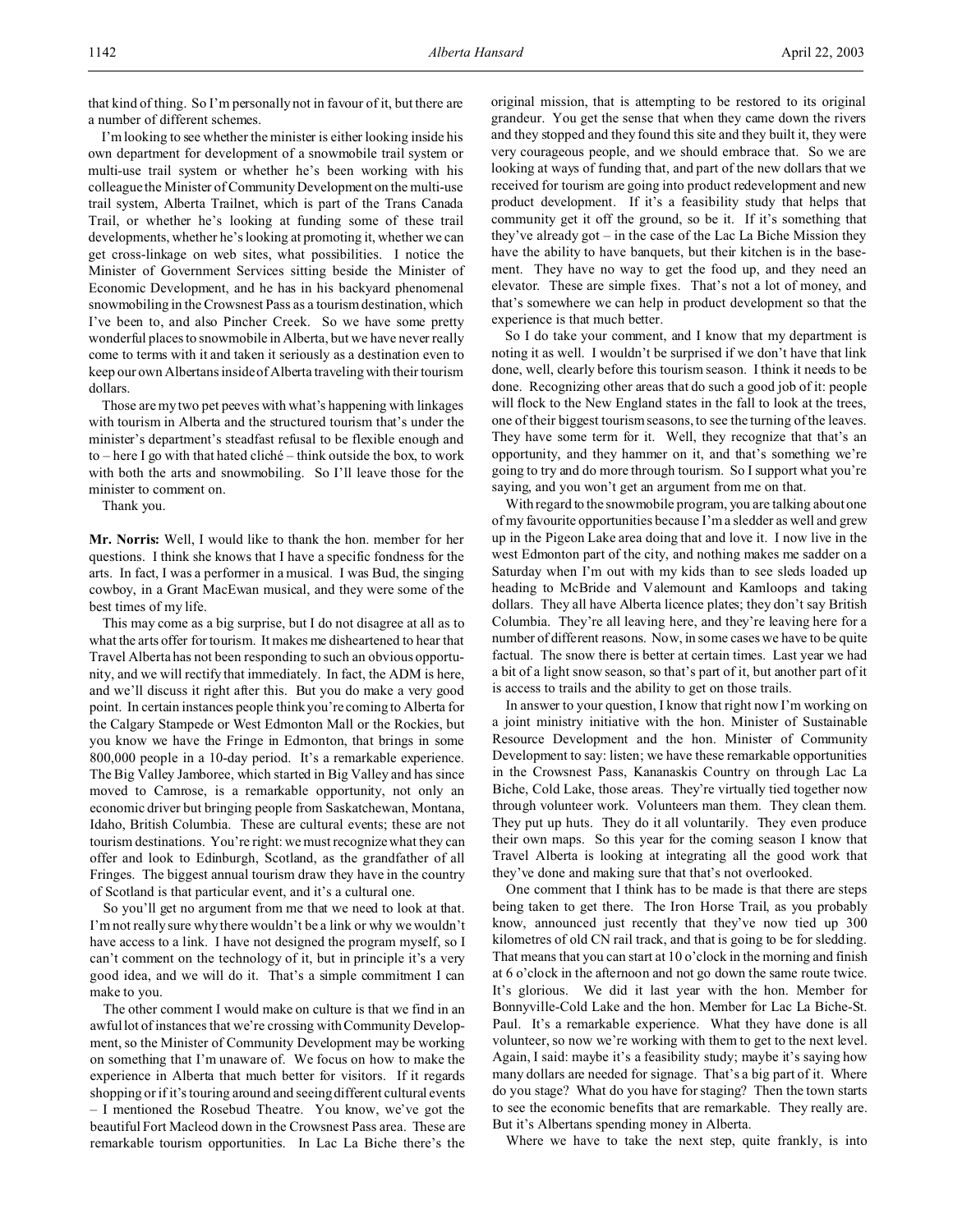that kind of thing. So I'm personally not in favour of it, but there are a number of different schemes.

I'm looking to see whether the minister is either looking inside his own department for development of a snowmobile trail system or multi-use trail system or whether he's been working with his colleague the Minister of Community Development on the multi-use trail system, Alberta Trailnet, which is part of the Trans Canada Trail, or whether he's looking at funding some of these trail developments, whether he's looking at promoting it, whether we can get cross-linkage on web sites, what possibilities. I notice the Minister of Government Services sitting beside the Minister of Economic Development, and he has in his backyard phenomenal snowmobiling in the Crowsnest Pass as a tourism destination, which I've been to, and also Pincher Creek. So we have some pretty wonderful places to snowmobile in Alberta, but we have never really come to terms with it and taken it seriously as a destination even to keep our own Albertans inside of Alberta traveling with their tourism dollars.

Those are my two pet peeves with what's happening with linkages with tourism in Alberta and the structured tourism that's under the minister's department's steadfast refusal to be flexible enough and to – here I go with that hated cliché – think outside the box, to work with both the arts and snowmobiling. So I'll leave those for the minister to comment on.

Thank you.

**Mr. Norris:** Well, I would like to thank the hon. member for her questions. I think she knows that I have a specific fondness for the arts. In fact, I was a performer in a musical. I was Bud, the singing cowboy, in a Grant MacEwan musical, and they were some of the best times of my life.

This may come as a big surprise, but I do not disagree at all as to what the arts offer for tourism. It makes me disheartened to hear that Travel Alberta has not been responding to such an obvious opportunity, and we will rectify that immediately. In fact, the ADM is here, and we'll discuss it right after this. But you do make a very good point. In certain instances people think you're coming to Alberta for the Calgary Stampede or West Edmonton Mall or the Rockies, but you know we have the Fringe in Edmonton, that brings in some 800,000 people in a 10-day period. It's a remarkable experience. The Big Valley Jamboree, which started in Big Valley and has since moved to Camrose, is a remarkable opportunity, not only an economic driver but bringing people from Saskatchewan, Montana, Idaho, British Columbia. These are cultural events; these are not tourism destinations. You're right: we must recognize what they can offer and look to Edinburgh, Scotland, as the grandfather of all Fringes. The biggest annual tourism draw they have in the country of Scotland is that particular event, and it's a cultural one.

So you'll get no argument from me that we need to look at that. I'm not really sure why there wouldn't be a link or why we wouldn't have access to a link. I have not designed the program myself, so I can't comment on the technology of it, but in principle it's a very good idea, and we will do it. That's a simple commitment I can make to you.

The other comment I would make on culture is that we find in an awful lot of instances that we're crossing with Community Development, so the Minister of Community Development may be working on something that I'm unaware of. We focus on how to make the experience in Alberta that much better for visitors. If it regards shopping or if it's touring around and seeing different cultural events – I mentioned the Rosebud Theatre. You know, we've got the beautiful Fort Macleod down in the Crowsnest Pass area. These are remarkable tourism opportunities. In Lac La Biche there's the original mission, that is attempting to be restored to its original grandeur. You get the sense that when they came down the rivers and they stopped and they found this site and they built it, they were very courageous people, and we should embrace that. So we are looking at ways of funding that, and part of the new dollars that we received for tourism are going into product redevelopment and new product development. If it's a feasibility study that helps that community get it off the ground, so be it. If it's something that they've already got – in the case of the Lac La Biche Mission they have the ability to have banquets, but their kitchen is in the basement. They have no way to get the food up, and they need an elevator. These are simple fixes. That's not a lot of money, and that's somewhere we can help in product development so that the experience is that much better.

So I do take your comment, and I know that my department is noting it as well. I wouldn't be surprised if we don't have that link done, well, clearly before this tourism season. I think it needs to be done. Recognizing other areas that do such a good job of it: people will flock to the New England states in the fall to look at the trees, one of their biggest tourism seasons, to see the turning of the leaves. They have some term for it. Well, they recognize that that's an opportunity, and they hammer on it, and that's something we're going to try and do more through tourism. So I support what you're saying, and you won't get an argument from me on that.

With regard to the snowmobile program, you are talking about one of my favourite opportunities because I'm a sledder as well and grew up in the Pigeon Lake area doing that and love it. I now live in the west Edmonton part of the city, and nothing makes me sadder on a Saturday when I'm out with my kids than to see sleds loaded up heading to McBride and Valemount and Kamloops and taking dollars. They all have Alberta licence plates; they don't say British Columbia. They're all leaving here, and they're leaving here for a number of different reasons. Now, in some cases we have to be quite factual. The snow there is better at certain times. Last year we had a bit of a light snow season, so that's part of it, but another part of it is access to trails and the ability to get on those trails.

In answer to your question, I know that right now I'm working on a joint ministry initiative with the hon. Minister of Sustainable Resource Development and the hon. Minister of Community Development to say: listen; we have these remarkable opportunities in the Crowsnest Pass, Kananaskis Country on through Lac La Biche, Cold Lake, those areas. They're virtually tied together now through volunteer work. Volunteers man them. They clean them. They put up huts. They do it all voluntarily. They even produce their own maps. So this year for the coming season I know that Travel Alberta is looking at integrating all the good work that they've done and making sure that that's not overlooked.

One comment that I think has to be made is that there are steps being taken to get there. The Iron Horse Trail, as you probably know, announced just recently that they've now tied up 300 kilometres of old CN rail track, and that is going to be for sledding. That means that you can start at 10 o'clock in the morning and finish at 6 o'clock in the afternoon and not go down the same route twice. It's glorious. We did it last year with the hon. Member for Bonnyville-Cold Lake and the hon. Member for Lac La Biche-St. Paul. It's a remarkable experience. What they have done is all volunteer, so now we're working with them to get to the next level. Again, I said: maybe it's a feasibility study; maybe it's saying how many dollars are needed for signage. That's a big part of it. Where do you stage? What do you have for staging? Then the town starts to see the economic benefits that are remarkable. They really are. But it's Albertans spending money in Alberta.

Where we have to take the next step, quite frankly, is into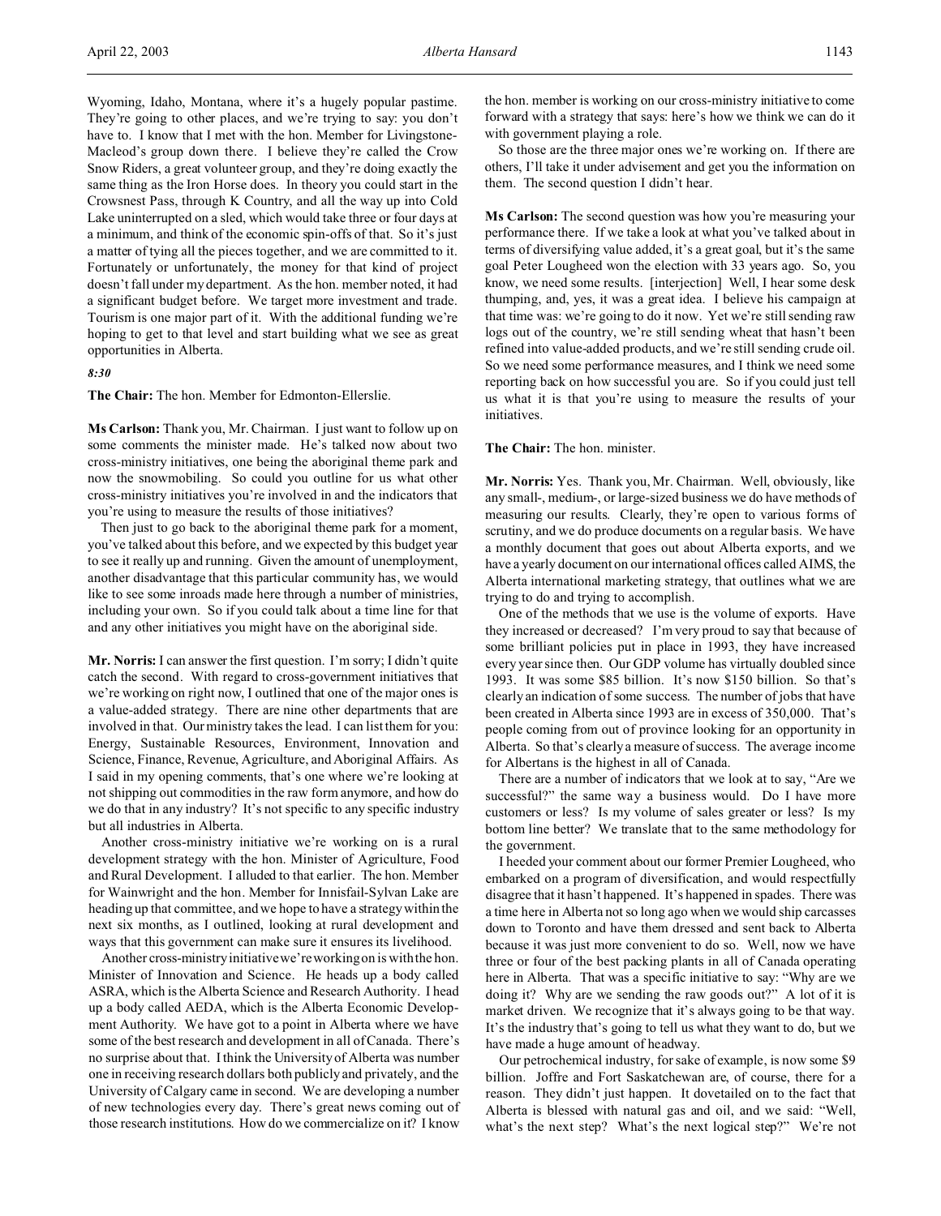Wyoming, Idaho, Montana, where it's a hugely popular pastime. They're going to other places, and we're trying to say: you don't have to. I know that I met with the hon. Member for Livingstone-Macleod's group down there. I believe they're called the Crow Snow Riders, a great volunteer group, and they're doing exactly the same thing as the Iron Horse does. In theory you could start in the Crowsnest Pass, through K Country, and all the way up into Cold Lake uninterrupted on a sled, which would take three or four days at a minimum, and think of the economic spin-offs of that. So it's just a matter of tying all the pieces together, and we are committed to it. Fortunately or unfortunately, the money for that kind of project doesn't fall under my department. As the hon. member noted, it had a significant budget before. We target more investment and trade. Tourism is one major part of it. With the additional funding we're hoping to get to that level and start building what we see as great opportunities in Alberta.

*8:30*

**The Chair:** The hon. Member for Edmonton-Ellerslie.

**Ms Carlson:** Thank you, Mr. Chairman. I just want to follow up on some comments the minister made. He's talked now about two cross-ministry initiatives, one being the aboriginal theme park and now the snowmobiling. So could you outline for us what other cross-ministry initiatives you're involved in and the indicators that you're using to measure the results of those initiatives?

Then just to go back to the aboriginal theme park for a moment, you've talked about this before, and we expected by this budget year to see it really up and running. Given the amount of unemployment, another disadvantage that this particular community has, we would like to see some inroads made here through a number of ministries, including your own. So if you could talk about a time line for that and any other initiatives you might have on the aboriginal side.

**Mr. Norris:** I can answer the first question. I'm sorry; I didn't quite catch the second. With regard to cross-government initiatives that we're working on right now, I outlined that one of the major ones is a value-added strategy. There are nine other departments that are involved in that. Our ministry takes the lead. I can list them for you: Energy, Sustainable Resources, Environment, Innovation and Science, Finance, Revenue, Agriculture, and Aboriginal Affairs. As I said in my opening comments, that's one where we're looking at not shipping out commodities in the raw form anymore, and how do we do that in any industry? It's not specific to any specific industry but all industries in Alberta.

Another cross-ministry initiative we're working on is a rural development strategy with the hon. Minister of Agriculture, Food and Rural Development. I alluded to that earlier. The hon. Member for Wainwright and the hon. Member for Innisfail-Sylvan Lake are heading up that committee, and we hope to have a strategy within the next six months, as I outlined, looking at rural development and ways that this government can make sure it ensures its livelihood.

Another cross-ministry initiative we're working on is with the hon. Minister of Innovation and Science. He heads up a body called ASRA, which is the Alberta Science and Research Authority. I head up a body called AEDA, which is the Alberta Economic Development Authority. We have got to a point in Alberta where we have some of the best research and development in all of Canada. There's no surprise about that. I think the University of Alberta was number one in receiving research dollars both publicly and privately, and the University of Calgary came in second. We are developing a number of new technologies every day. There's great news coming out of those research institutions. How do we commercialize on it? I know the hon. member is working on our cross-ministry initiative to come forward with a strategy that says: here's how we think we can do it with government playing a role.

So those are the three major ones we're working on. If there are others, I'll take it under advisement and get you the information on them. The second question I didn't hear.

**Ms Carlson:** The second question was how you're measuring your performance there. If we take a look at what you've talked about in terms of diversifying value added, it's a great goal, but it's the same goal Peter Lougheed won the election with 33 years ago. So, you know, we need some results. [interjection] Well, I hear some desk thumping, and, yes, it was a great idea. I believe his campaign at that time was: we're going to do it now. Yet we're still sending raw logs out of the country, we're still sending wheat that hasn't been refined into value-added products, and we're still sending crude oil. So we need some performance measures, and I think we need some reporting back on how successful you are. So if you could just tell us what it is that you're using to measure the results of your initiatives.

**The Chair:** The hon. minister.

**Mr. Norris:** Yes. Thank you, Mr. Chairman. Well, obviously, like any small-, medium-, or large-sized business we do have methods of measuring our results. Clearly, they're open to various forms of scrutiny, and we do produce documents on a regular basis. We have a monthly document that goes out about Alberta exports, and we have a yearly document on our international offices called AIMS, the Alberta international marketing strategy, that outlines what we are trying to do and trying to accomplish.

One of the methods that we use is the volume of exports. Have they increased or decreased? I'm very proud to say that because of some brilliant policies put in place in 1993, they have increased every year since then. Our GDP volume has virtually doubled since 1993. It was some $85 billion. It's now $150 billion. So that's clearly an indication of some success. The number of jobs that have been created in Alberta since 1993 are in excess of 350,000. That's people coming from out of province looking for an opportunity in Alberta. So that's clearly a measure of success. The average income for Albertans is the highest in all of Canada.

There are a number of indicators that we look at to say, "Are we successful?" the same way a business would. Do I have more customers or less? Is my volume of sales greater or less? Is my bottom line better? We translate that to the same methodology for the government.

I heeded your comment about our former Premier Lougheed, who embarked on a program of diversification, and would respectfully disagree that it hasn't happened. It's happened in spades. There was a time here in Alberta not so long ago when we would ship carcasses down to Toronto and have them dressed and sent back to Alberta because it was just more convenient to do so. Well, now we have three or four of the best packing plants in all of Canada operating here in Alberta. That was a specific initiative to say: "Why are we doing it? Why are we sending the raw goods out?" A lot of it is market driven. We recognize that it's always going to be that way. It's the industry that's going to tell us what they want to do, but we have made a huge amount of headway.

Our petrochemical industry, for sake of example, is now some $9 billion. Joffre and Fort Saskatchewan are, of course, there for a reason. They didn't just happen. It dovetailed on to the fact that Alberta is blessed with natural gas and oil, and we said: "Well, what's the next step? What's the next logical step?" We're not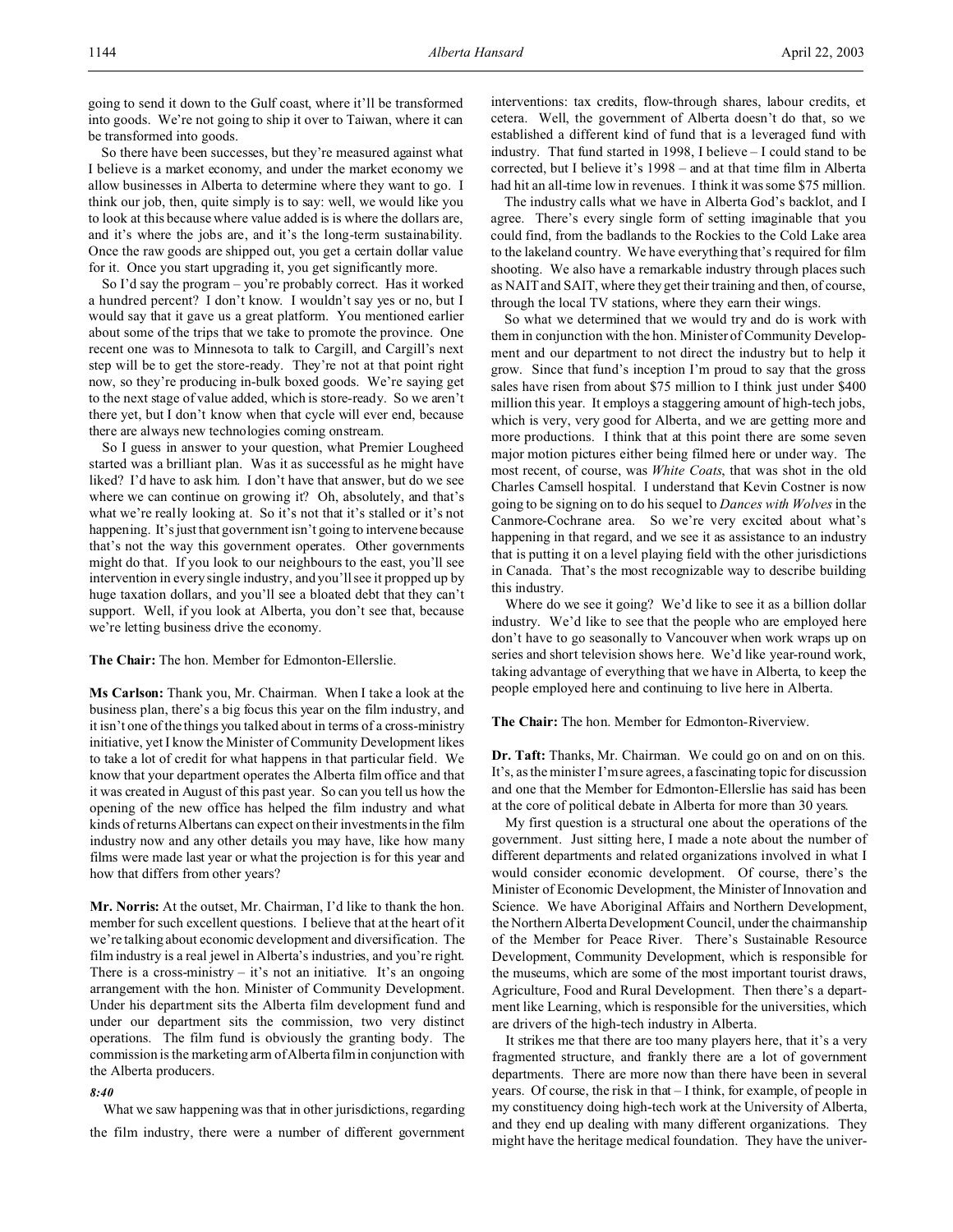going to send it down to the Gulf coast, where it'll be transformed into goods. We're not going to ship it over to Taiwan, where it can be transformed into goods.

So there have been successes, but they're measured against what I believe is a market economy, and under the market economy we allow businesses in Alberta to determine where they want to go. I think our job, then, quite simply is to say: well, we would like you to look at this because where value added is is where the dollars are, and it's where the jobs are, and it's the long-term sustainability. Once the raw goods are shipped out, you get a certain dollar value for it. Once you start upgrading it, you get significantly more.

So I'd say the program – you're probably correct. Has it worked a hundred percent? I don't know. I wouldn't say yes or no, but I would say that it gave us a great platform. You mentioned earlier about some of the trips that we take to promote the province. One recent one was to Minnesota to talk to Cargill, and Cargill's next step will be to get the store-ready. They're not at that point right now, so they're producing in-bulk boxed goods. We're saying get to the next stage of value added, which is store-ready. So we aren't there yet, but I don't know when that cycle will ever end, because there are always new technologies coming onstream.

So I guess in answer to your question, what Premier Lougheed started was a brilliant plan. Was it as successful as he might have liked? I'd have to ask him. I don't have that answer, but do we see where we can continue on growing it? Oh, absolutely, and that's what we're really looking at. So it's not that it's stalled or it's not happening. It's just that government isn't going to intervene because that's not the way this government operates. Other governments might do that. If you look to our neighbours to the east, you'll see intervention in every single industry, and you'll see it propped up by huge taxation dollars, and you'll see a bloated debt that they can't support. Well, if you look at Alberta, you don't see that, because we're letting business drive the economy.

**The Chair:** The hon. Member for Edmonton-Ellerslie.

**Ms Carlson:** Thank you, Mr. Chairman. When I take a look at the business plan, there's a big focus this year on the film industry, and it isn't one of the things you talked about in terms of a cross-ministry initiative, yet I know the Minister of Community Development likes to take a lot of credit for what happens in that particular field. We know that your department operates the Alberta film office and that it was created in August of this past year. So can you tell us how the opening of the new office has helped the film industry and what kinds of returns Albertans can expect on their investments in the film industry now and any other details you may have, like how many films were made last year or what the projection is for this year and how that differs from other years?

**Mr. Norris:** At the outset, Mr. Chairman, I'd like to thank the hon. member for such excellent questions. I believe that at the heart of it we're talking about economic development and diversification. The film industry is a real jewel in Alberta's industries, and you're right. There is a cross-ministry – it's not an initiative. It's an ongoing arrangement with the hon. Minister of Community Development. Under his department sits the Alberta film development fund and under our department sits the commission, two very distinct operations. The film fund is obviously the granting body. The commission is the marketing arm of Alberta film in conjunction with the Alberta producers.

*8:40*

What we saw happening was that in other jurisdictions, regarding the film industry, there were a number of different government interventions: tax credits, flow-through shares, labour credits, et cetera. Well, the government of Alberta doesn't do that, so we established a different kind of fund that is a leveraged fund with industry. That fund started in 1998, I believe – I could stand to be corrected, but I believe it's 1998 – and at that time film in Alberta had hit an all-time low in revenues. I think it was some $75 million.

The industry calls what we have in Alberta God's backlot, and I agree. There's every single form of setting imaginable that you could find, from the badlands to the Rockies to the Cold Lake area to the lakeland country. We have everything that's required for film shooting. We also have a remarkable industry through places such as NAIT and SAIT, where they get their training and then, of course, through the local TV stations, where they earn their wings.

So what we determined that we would try and do is work with them in conjunction with the hon. Minister of Community Development and our department to not direct the industry but to help it grow. Since that fund's inception I'm proud to say that the gross sales have risen from about $75 million to I think just under $400 million this year. It employs a staggering amount of high-tech jobs, which is very, very good for Alberta, and we are getting more and more productions. I think that at this point there are some seven major motion pictures either being filmed here or under way. The most recent, of course, was *White Coats*, that was shot in the old Charles Camsell hospital. I understand that Kevin Costner is now going to be signing on to do his sequel to *Dances with Wolves* in the Canmore-Cochrane area. So we're very excited about what's happening in that regard, and we see it as assistance to an industry that is putting it on a level playing field with the other jurisdictions in Canada. That's the most recognizable way to describe building this industry.

Where do we see it going? We'd like to see it as a billion dollar industry. We'd like to see that the people who are employed here don't have to go seasonally to Vancouver when work wraps up on series and short television shows here. We'd like year-round work, taking advantage of everything that we have in Alberta, to keep the people employed here and continuing to live here in Alberta.

**The Chair:** The hon. Member for Edmonton-Riverview.

**Dr. Taft:** Thanks, Mr. Chairman. We could go on and on on this. It's, as the minister I'm sure agrees, a fascinating topic for discussion and one that the Member for Edmonton-Ellerslie has said has been at the core of political debate in Alberta for more than 30 years.

My first question is a structural one about the operations of the government. Just sitting here, I made a note about the number of different departments and related organizations involved in what I would consider economic development. Of course, there's the Minister of Economic Development, the Minister of Innovation and Science. We have Aboriginal Affairs and Northern Development, the Northern Alberta Development Council, under the chairmanship of the Member for Peace River. There's Sustainable Resource Development, Community Development, which is responsible for the museums, which are some of the most important tourist draws, Agriculture, Food and Rural Development. Then there's a department like Learning, which is responsible for the universities, which are drivers of the high-tech industry in Alberta.

It strikes me that there are too many players here, that it's a very fragmented structure, and frankly there are a lot of government departments. There are more now than there have been in several years. Of course, the risk in that – I think, for example, of people in my constituency doing high-tech work at the University of Alberta, and they end up dealing with many different organizations. They might have the heritage medical foundation. They have the univer-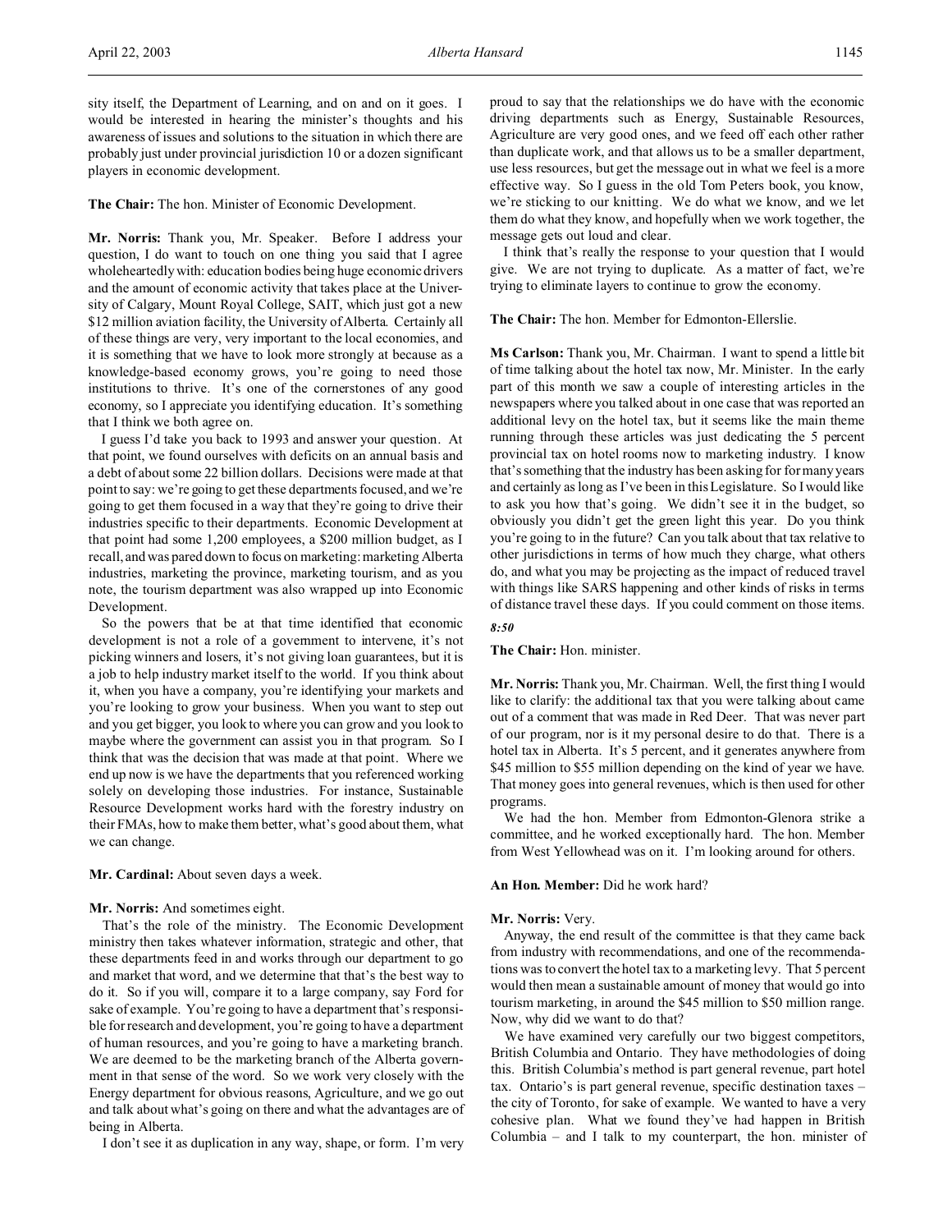sity itself, the Department of Learning, and on and on it goes. I would be interested in hearing the minister's thoughts and his awareness of issues and solutions to the situation in which there are probably just under provincial jurisdiction 10 or a dozen significant players in economic development.

**The Chair:** The hon. Minister of Economic Development.

**Mr. Norris:** Thank you, Mr. Speaker. Before I address your question, I do want to touch on one thing you said that I agree wholeheartedly with: education bodies being huge economic drivers and the amount of economic activity that takes place at the University of Calgary, Mount Royal College, SAIT, which just got a new $12 million aviation facility, the University of Alberta. Certainly all of these things are very, very important to the local economies, and it is something that we have to look more strongly at because as a knowledge-based economy grows, you're going to need those institutions to thrive. It's one of the cornerstones of any good economy, so I appreciate you identifying education. It's something that I think we both agree on.

I guess I'd take you back to 1993 and answer your question. At that point, we found ourselves with deficits on an annual basis and a debt of about some 22 billion dollars. Decisions were made at that point to say: we're going to get these departments focused, and we're going to get them focused in a way that they're going to drive their industries specific to their departments. Economic Development at that point had some 1,200 employees, a $200 million budget, as I recall, and was pared down to focus on marketing: marketing Alberta industries, marketing the province, marketing tourism, and as you note, the tourism department was also wrapped up into Economic Development.

So the powers that be at that time identified that economic development is not a role of a government to intervene, it's not picking winners and losers, it's not giving loan guarantees, but it is a job to help industry market itself to the world. If you think about it, when you have a company, you're identifying your markets and you're looking to grow your business. When you want to step out and you get bigger, you look to where you can grow and you look to maybe where the government can assist you in that program. So I think that was the decision that was made at that point. Where we end up now is we have the departments that you referenced working solely on developing those industries. For instance, Sustainable Resource Development works hard with the forestry industry on their FMAs, how to make them better, what's good about them, what we can change.

**Mr. Cardinal:** About seven days a week.

**Mr. Norris:** And sometimes eight.

That's the role of the ministry. The Economic Development ministry then takes whatever information, strategic and other, that these departments feed in and works through our department to go and market that word, and we determine that that's the best way to do it. So if you will, compare it to a large company, say Ford for sake of example. You're going to have a department that's responsible for research and development, you're going to have a department of human resources, and you're going to have a marketing branch. We are deemed to be the marketing branch of the Alberta government in that sense of the word. So we work very closely with the Energy department for obvious reasons, Agriculture, and we go out and talk about what's going on there and what the advantages are of being in Alberta.

I don't see it as duplication in any way, shape, or form. I'm very proud to say that the relationships we do have with the economic driving departments such as Energy, Sustainable Resources, Agriculture are very good ones, and we feed off each other rather than duplicate work, and that allows us to be a smaller department, use less resources, but get the message out in what we feel is a more effective way. So I guess in the old Tom Peters book, you know, we're sticking to our knitting. We do what we know, and we let them do what they know, and hopefully when we work together, the message gets out loud and clear.

I think that's really the response to your question that I would give. We are not trying to duplicate. As a matter of fact, we're trying to eliminate layers to continue to grow the economy.

**The Chair:** The hon. Member for Edmonton-Ellerslie.

**Ms Carlson:** Thank you, Mr. Chairman. I want to spend a little bit of time talking about the hotel tax now, Mr. Minister. In the early part of this month we saw a couple of interesting articles in the newspapers where you talked about in one case that was reported an additional levy on the hotel tax, but it seems like the main theme running through these articles was just dedicating the 5 percent provincial tax on hotel rooms now to marketing industry. I know that's something that the industry has been asking for for many years and certainly as long as I've been in this Legislature. So I would like to ask you how that's going. We didn't see it in the budget, so obviously you didn't get the green light this year. Do you think you're going to in the future? Can you talk about that tax relative to other jurisdictions in terms of how much they charge, what others do, and what you may be projecting as the impact of reduced travel with things like SARS happening and other kinds of risks in terms of distance travel these days. If you could comment on those items.

*8:50*

**The Chair:** Hon. minister.

**Mr. Norris:** Thank you, Mr. Chairman. Well, the first thing I would like to clarify: the additional tax that you were talking about came out of a comment that was made in Red Deer. That was never part of our program, nor is it my personal desire to do that. There is a hotel tax in Alberta. It's 5 percent, and it generates anywhere from $45 million to $55 million depending on the kind of year we have. That money goes into general revenues, which is then used for other programs.

We had the hon. Member from Edmonton-Glenora strike a committee, and he worked exceptionally hard. The hon. Member from West Yellowhead was on it. I'm looking around for others.

**An Hon. Member:** Did he work hard?

**Mr. Norris:** Very.

Anyway, the end result of the committee is that they came back from industry with recommendations, and one of the recommendations was to convert the hotel tax to a marketing levy. That 5 percent would then mean a sustainable amount of money that would go into tourism marketing, in around the $45 million to $50 million range. Now, why did we want to do that?

We have examined very carefully our two biggest competitors, British Columbia and Ontario. They have methodologies of doing this. British Columbia's method is part general revenue, part hotel tax. Ontario's is part general revenue, specific destination taxes – the city of Toronto, for sake of example. We wanted to have a very cohesive plan. What we found they've had happen in British Columbia – and I talk to my counterpart, the hon. minister of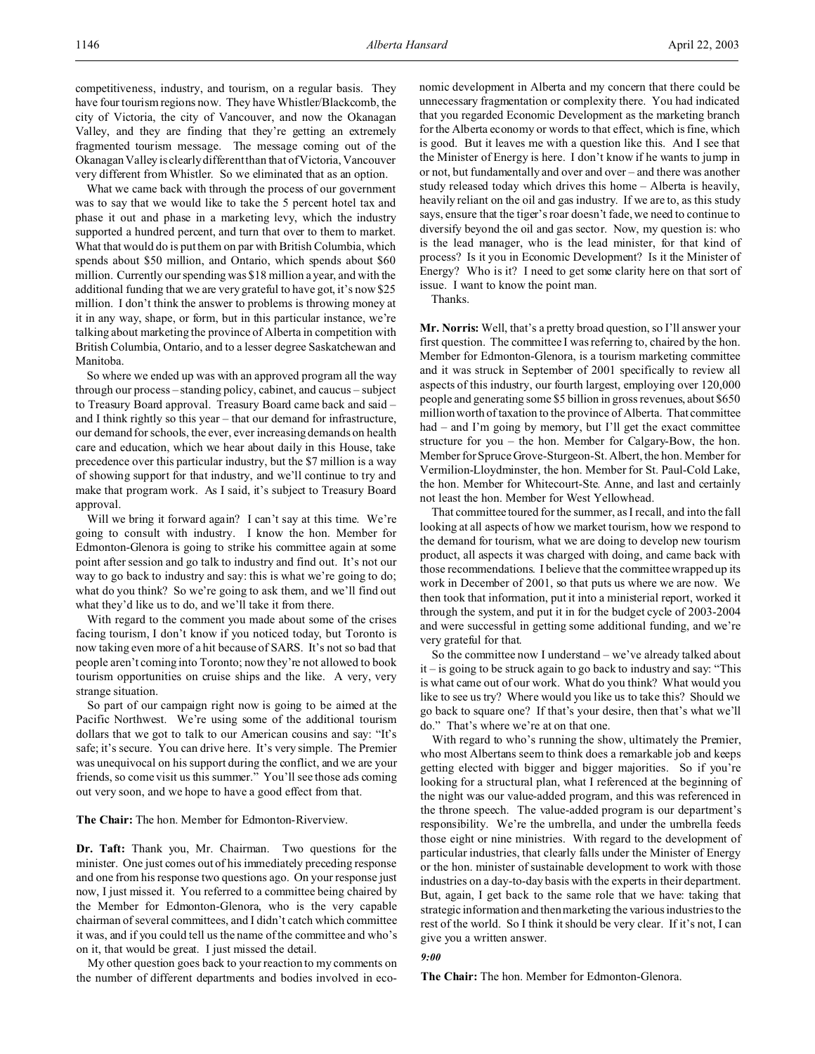competitiveness, industry, and tourism, on a regular basis. They have four tourism regions now. They have Whistler/Blackcomb, the city of Victoria, the city of Vancouver, and now the Okanagan Valley, and they are finding that they're getting an extremely fragmented tourism message. The message coming out of the Okanagan Valley is clearly different than that of Victoria, Vancouver very different from Whistler. So we eliminated that as an option.

What we came back with through the process of our government was to say that we would like to take the 5 percent hotel tax and phase it out and phase in a marketing levy, which the industry supported a hundred percent, and turn that over to them to market. What that would do is put them on par with British Columbia, which spends about $50 million, and Ontario, which spends about $60 million. Currently our spending was $18 million a year, and with the additional funding that we are very grateful to have got, it's now $25 million. I don't think the answer to problems is throwing money at it in any way, shape, or form, but in this particular instance, we're talking about marketing the province of Alberta in competition with British Columbia, Ontario, and to a lesser degree Saskatchewan and Manitoba.

So where we ended up was with an approved program all the way through our process – standing policy, cabinet, and caucus – subject to Treasury Board approval. Treasury Board came back and said – and I think rightly so this year – that our demand for infrastructure, our demand for schools, the ever, ever increasing demands on health care and education, which we hear about daily in this House, take precedence over this particular industry, but the $7 million is a way of showing support for that industry, and we'll continue to try and make that program work. As I said, it's subject to Treasury Board approval.

Will we bring it forward again? I can't say at this time. We're going to consult with industry. I know the hon. Member for Edmonton-Glenora is going to strike his committee again at some point after session and go talk to industry and find out. It's not our way to go back to industry and say: this is what we're going to do; what do you think? So we're going to ask them, and we'll find out what they'd like us to do, and we'll take it from there.

With regard to the comment you made about some of the crises facing tourism, I don't know if you noticed today, but Toronto is now taking even more of a hit because of SARS. It's not so bad that people aren't coming into Toronto; now they're not allowed to book tourism opportunities on cruise ships and the like. A very, very strange situation.

So part of our campaign right now is going to be aimed at the Pacific Northwest. We're using some of the additional tourism dollars that we got to talk to our American cousins and say: "It's safe; it's secure. You can drive here. It's very simple. The Premier was unequivocal on his support during the conflict, and we are your friends, so come visit us this summer." You'll see those ads coming out very soon, and we hope to have a good effect from that.

**The Chair:** The hon. Member for Edmonton-Riverview.

**Dr. Taft:** Thank you, Mr. Chairman. Two questions for the minister. One just comes out of his immediately preceding response and one from his response two questions ago. On your response just now, I just missed it. You referred to a committee being chaired by the Member for Edmonton-Glenora, who is the very capable chairman of several committees, and I didn't catch which committee it was, and if you could tell us the name of the committee and who's on it, that would be great. I just missed the detail.

My other question goes back to your reaction to my comments on the number of different departments and bodies involved in economic development in Alberta and my concern that there could be unnecessary fragmentation or complexity there. You had indicated that you regarded Economic Development as the marketing branch for the Alberta economy or words to that effect, which is fine, which is good. But it leaves me with a question like this. And I see that the Minister of Energy is here. I don't know if he wants to jump in or not, but fundamentally and over and over – and there was another study released today which drives this home – Alberta is heavily, heavily reliant on the oil and gas industry. If we are to, as this study says, ensure that the tiger's roar doesn't fade, we need to continue to diversify beyond the oil and gas sector. Now, my question is: who is the lead manager, who is the lead minister, for that kind of process? Is it you in Economic Development? Is it the Minister of Energy? Who is it? I need to get some clarity here on that sort of issue. I want to know the point man.

Thanks.

**Mr. Norris:** Well, that's a pretty broad question, so I'll answer your first question. The committee I was referring to, chaired by the hon. Member for Edmonton-Glenora, is a tourism marketing committee and it was struck in September of 2001 specifically to review all aspects of this industry, our fourth largest, employing over 120,000 people and generating some $5 billion in gross revenues, about $650 million worth of taxation to the province of Alberta. That committee had – and I'm going by memory, but I'll get the exact committee structure for you – the hon. Member for Calgary-Bow, the hon. Member for Spruce Grove-Sturgeon-St. Albert, the hon. Member for Vermilion-Lloydminster, the hon. Member for St. Paul-Cold Lake, the hon. Member for Whitecourt-Ste. Anne, and last and certainly not least the hon. Member for West Yellowhead.

That committee toured for the summer, as I recall, and into the fall looking at all aspects of how we market tourism, how we respond to the demand for tourism, what we are doing to develop new tourism product, all aspects it was charged with doing, and came back with those recommendations. I believe that the committee wrapped up its work in December of 2001, so that puts us where we are now. We then took that information, put it into a ministerial report, worked it through the system, and put it in for the budget cycle of 2003-2004 and were successful in getting some additional funding, and we're very grateful for that.

So the committee now I understand – we've already talked about it – is going to be struck again to go back to industry and say: "This is what came out of our work. What do you think? What would you like to see us try? Where would you like us to take this? Should we go back to square one? If that's your desire, then that's what we'll do." That's where we're at on that one.

With regard to who's running the show, ultimately the Premier, who most Albertans seem to think does a remarkable job and keeps getting elected with bigger and bigger majorities. So if you're looking for a structural plan, what I referenced at the beginning of the night was our value-added program, and this was referenced in the throne speech. The value-added program is our department's responsibility. We're the umbrella, and under the umbrella feeds those eight or nine ministries. With regard to the development of particular industries, that clearly falls under the Minister of Energy or the hon. minister of sustainable development to work with those industries on a day-to-day basis with the experts in their department. But, again, I get back to the same role that we have: taking that strategic information and then marketing the various industries to the rest of the world. So I think it should be very clear. If it's not, I can give you a written answer.

*9:00*

**The Chair:** The hon. Member for Edmonton-Glenora.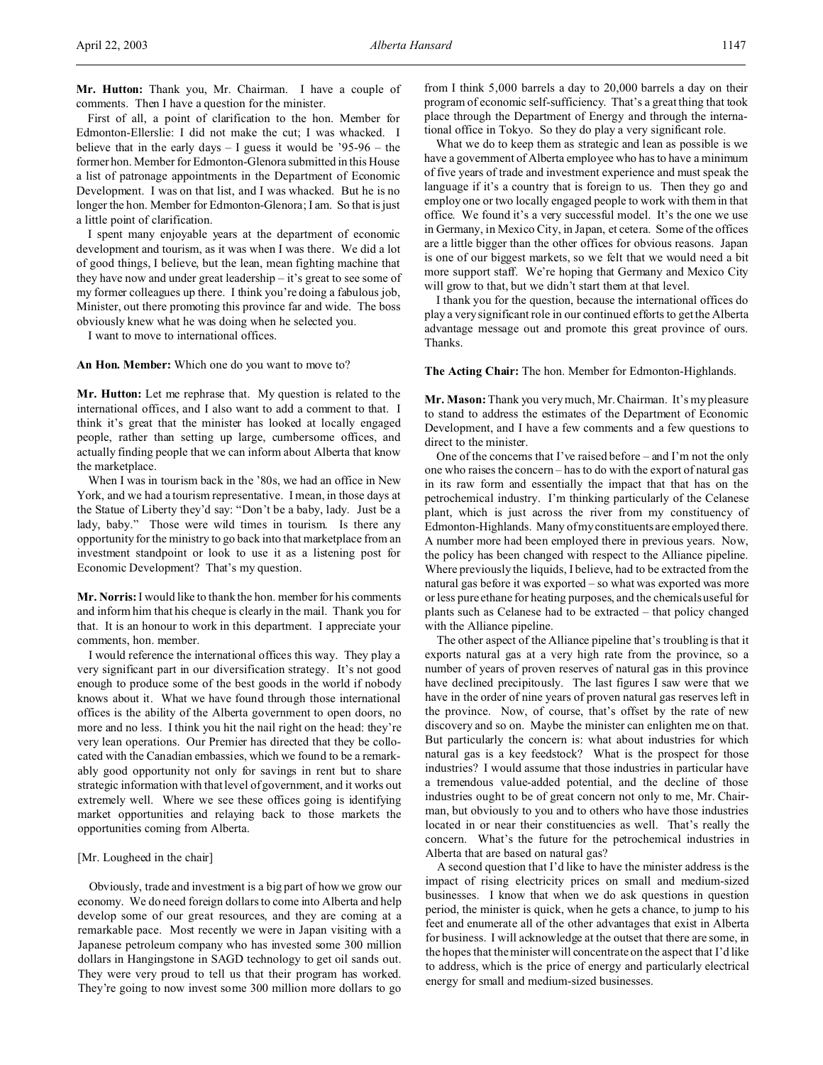**Mr. Hutton:** Thank you, Mr. Chairman. I have a couple of comments. Then I have a question for the minister.

First of all, a point of clarification to the hon. Member for Edmonton-Ellerslie: I did not make the cut; I was whacked. I believe that in the early days – I guess it would be '95-96 – the former hon. Member for Edmonton-Glenora submitted in this House a list of patronage appointments in the Department of Economic Development. I was on that list, and I was whacked. But he is no longer the hon. Member for Edmonton-Glenora; I am. So that is just a little point of clarification.

I spent many enjoyable years at the department of economic development and tourism, as it was when I was there. We did a lot of good things, I believe, but the lean, mean fighting machine that they have now and under great leadership – it's great to see some of my former colleagues up there. I think you're doing a fabulous job, Minister, out there promoting this province far and wide. The boss obviously knew what he was doing when he selected you.

I want to move to international offices.

**An Hon. Member:** Which one do you want to move to?

**Mr. Hutton:** Let me rephrase that. My question is related to the international offices, and I also want to add a comment to that. I think it's great that the minister has looked at locally engaged people, rather than setting up large, cumbersome offices, and actually finding people that we can inform about Alberta that know the marketplace.

When I was in tourism back in the '80s, we had an office in New York, and we had a tourism representative. I mean, in those days at the Statue of Liberty they'd say: "Don't be a baby, lady. Just be a lady, baby." Those were wild times in tourism. Is there any opportunity for the ministry to go back into that marketplace from an investment standpoint or look to use it as a listening post for Economic Development? That's my question.

**Mr. Norris:** I would like to thank the hon. member for his comments and inform him that his cheque is clearly in the mail. Thank you for that. It is an honour to work in this department. I appreciate your comments, hon. member.

I would reference the international offices this way. They play a very significant part in our diversification strategy. It's not good enough to produce some of the best goods in the world if nobody knows about it. What we have found through those international offices is the ability of the Alberta government to open doors, no more and no less. I think you hit the nail right on the head: they're very lean operations. Our Premier has directed that they be collocated with the Canadian embassies, which we found to be a remarkably good opportunity not only for savings in rent but to share strategic information with that level of government, and it works out extremely well. Where we see these offices going is identifying market opportunities and relaying back to those markets the opportunities coming from Alberta.

[Mr. Lougheed in the chair]

Obviously, trade and investment is a big part of how we grow our economy. We do need foreign dollars to come into Alberta and help develop some of our great resources, and they are coming at a remarkable pace. Most recently we were in Japan visiting with a Japanese petroleum company who has invested some 300 million dollars in Hangingstone in SAGD technology to get oil sands out. They were very proud to tell us that their program has worked. They're going to now invest some 300 million more dollars to go from I think 5,000 barrels a day to 20,000 barrels a day on their program of economic self-sufficiency. That's a great thing that took place through the Department of Energy and through the international office in Tokyo. So they do play a very significant role.

What we do to keep them as strategic and lean as possible is we have a government of Alberta employee who has to have a minimum of five years of trade and investment experience and must speak the language if it's a country that is foreign to us. Then they go and employ one or two locally engaged people to work with them in that office. We found it's a very successful model. It's the one we use in Germany, in Mexico City, in Japan, et cetera. Some of the offices are a little bigger than the other offices for obvious reasons. Japan is one of our biggest markets, so we felt that we would need a bit more support staff. We're hoping that Germany and Mexico City will grow to that, but we didn't start them at that level.

I thank you for the question, because the international offices do play a very significant role in our continued efforts to get the Alberta advantage message out and promote this great province of ours. Thanks.

**The Acting Chair:** The hon. Member for Edmonton-Highlands.

**Mr. Mason:** Thank you very much, Mr. Chairman. It's my pleasure to stand to address the estimates of the Department of Economic Development, and I have a few comments and a few questions to direct to the minister.

One of the concerns that I've raised before – and I'm not the only one who raises the concern – has to do with the export of natural gas in its raw form and essentially the impact that that has on the petrochemical industry. I'm thinking particularly of the Celanese plant, which is just across the river from my constituency of Edmonton-Highlands. Many of my constituents are employed there. A number more had been employed there in previous years. Now, the policy has been changed with respect to the Alliance pipeline. Where previously the liquids, I believe, had to be extracted from the natural gas before it was exported – so what was exported was more or less pure ethane for heating purposes, and the chemicals useful for plants such as Celanese had to be extracted – that policy changed with the Alliance pipeline.

The other aspect of the Alliance pipeline that's troubling is that it exports natural gas at a very high rate from the province, so a number of years of proven reserves of natural gas in this province have declined precipitously. The last figures I saw were that we have in the order of nine years of proven natural gas reserves left in the province. Now, of course, that's offset by the rate of new discovery and so on. Maybe the minister can enlighten me on that. But particularly the concern is: what about industries for which natural gas is a key feedstock? What is the prospect for those industries? I would assume that those industries in particular have a tremendous value-added potential, and the decline of those industries ought to be of great concern not only to me, Mr. Chairman, but obviously to you and to others who have those industries located in or near their constituencies as well. That's really the concern. What's the future for the petrochemical industries in Alberta that are based on natural gas?

A second question that I'd like to have the minister address is the impact of rising electricity prices on small and medium-sized businesses. I know that when we do ask questions in question period, the minister is quick, when he gets a chance, to jump to his feet and enumerate all of the other advantages that exist in Alberta for business. I will acknowledge at the outset that there are some, in the hopes that the minister will concentrate on the aspect that I'd like to address, which is the price of energy and particularly electrical energy for small and medium-sized businesses.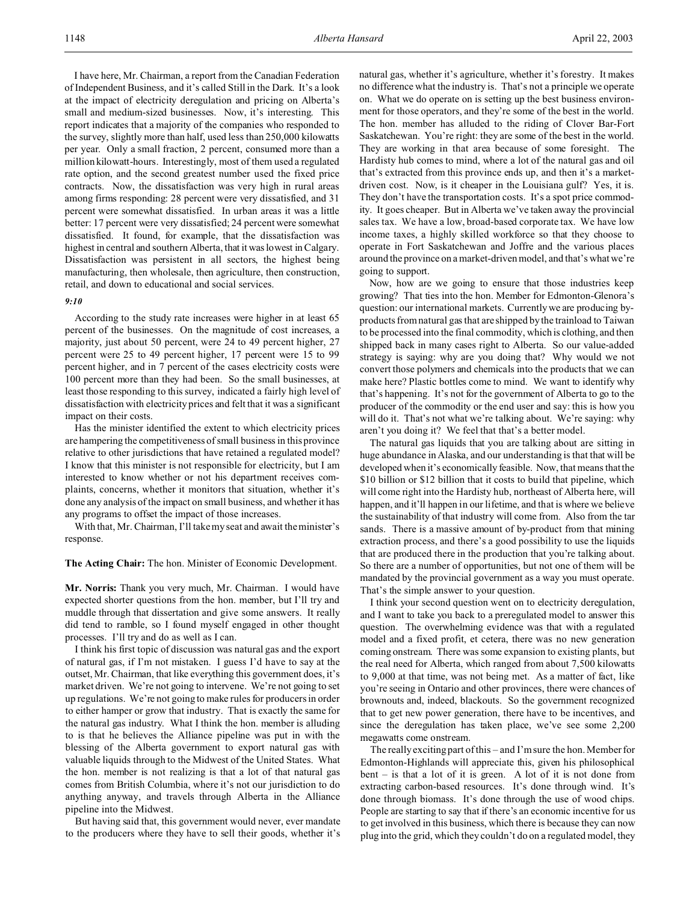I have here, Mr. Chairman, a report from the Canadian Federation of Independent Business, and it's called Still in the Dark. It's a look at the impact of electricity deregulation and pricing on Alberta's small and medium-sized businesses. Now, it's interesting. This report indicates that a majority of the companies who responded to the survey, slightly more than half, used less than 250,000 kilowatts per year. Only a small fraction, 2 percent, consumed more than a million kilowatt-hours. Interestingly, most of them used a regulated rate option, and the second greatest number used the fixed price contracts. Now, the dissatisfaction was very high in rural areas among firms responding: 28 percent were very dissatisfied, and 31 percent were somewhat dissatisfied. In urban areas it was a little better: 17 percent were very dissatisfied; 24 percent were somewhat dissatisfied. It found, for example, that the dissatisfaction was highest in central and southern Alberta, that it was lowest in Calgary. Dissatisfaction was persistent in all sectors, the highest being manufacturing, then wholesale, then agriculture, then construction, retail, and down to educational and social services.

*9:10*

According to the study rate increases were higher in at least 65 percent of the businesses. On the magnitude of cost increases, a majority, just about 50 percent, were 24 to 49 percent higher, 27 percent were 25 to 49 percent higher, 17 percent were 15 to 99 percent higher, and in 7 percent of the cases electricity costs were 100 percent more than they had been. So the small businesses, at least those responding to this survey, indicated a fairly high level of dissatisfaction with electricity prices and felt that it was a significant impact on their costs.

Has the minister identified the extent to which electricity prices are hampering the competitiveness of small business in this province relative to other jurisdictions that have retained a regulated model? I know that this minister is not responsible for electricity, but I am interested to know whether or not his department receives complaints, concerns, whether it monitors that situation, whether it's done any analysis of the impact on small business, and whether it has any programs to offset the impact of those increases.

With that, Mr. Chairman, I'll take my seat and await the minister's response.

**The Acting Chair:** The hon. Minister of Economic Development.

**Mr. Norris:** Thank you very much, Mr. Chairman. I would have expected shorter questions from the hon. member, but I'll try and muddle through that dissertation and give some answers. It really did tend to ramble, so I found myself engaged in other thought processes. I'll try and do as well as I can.

I think his first topic of discussion was natural gas and the export of natural gas, if I'm not mistaken. I guess I'd have to say at the outset, Mr. Chairman, that like everything this government does, it's market driven. We're not going to intervene. We're not going to set up regulations. We're not going to make rules for producers in order to either hamper or grow that industry. That is exactly the same for the natural gas industry. What I think the hon. member is alluding to is that he believes the Alliance pipeline was put in with the blessing of the Alberta government to export natural gas with valuable liquids through to the Midwest of the United States. What the hon. member is not realizing is that a lot of that natural gas comes from British Columbia, where it's not our jurisdiction to do anything anyway, and travels through Alberta in the Alliance pipeline into the Midwest.

But having said that, this government would never, ever mandate to the producers where they have to sell their goods, whether it's natural gas, whether it's agriculture, whether it's forestry. It makes no difference what the industry is. That's not a principle we operate on. What we do operate on is setting up the best business environment for those operators, and they're some of the best in the world. The hon. member has alluded to the riding of Clover Bar-Fort Saskatchewan. You're right: they are some of the best in the world. They are working in that area because of some foresight. The Hardisty hub comes to mind, where a lot of the natural gas and oil that's extracted from this province ends up, and then it's a market-driven cost. Now, is it cheaper in the Louisiana gulf? Yes, it is. They don't have the transportation costs. It's a spot price commodity. It goes cheaper. But in Alberta we've taken away the provincial sales tax. We have a low, broad-based corporate tax. We have low income taxes, a highly skilled workforce so that they choose to operate in Fort Saskatchewan and Joffre and the various places around the province on a market-driven model, and that's what we're going to support.

Now, how are we going to ensure that those industries keep growing? That ties into the hon. Member for Edmonton-Glenora's question: our international markets. Currently we are producing by-products from natural gas that are shipped by the trainload to Taiwan to be processed into the final commodity, which is clothing, and then shipped back in many cases right to Alberta. So our value-added strategy is saying: why are you doing that? Why would we not convert those polymers and chemicals into the products that we can make here? Plastic bottles come to mind. We want to identify why that's happening. It's not for the government of Alberta to go to the producer of the commodity or the end user and say: this is how you will do it. That's not what we're talking about. We're saying: why aren't you doing it? We feel that that's a better model.

The natural gas liquids that you are talking about are sitting in huge abundance in Alaska, and our understanding is that that will be developed when it's economically feasible. Now, that means that the $10 billion or $12 billion that it costs to build that pipeline, which will come right into the Hardisty hub, northeast of Alberta here, will happen, and it'll happen in our lifetime, and that is where we believe the sustainability of that industry will come from. Also from the tar sands. There is a massive amount of by-product from that mining extraction process, and there's a good possibility to use the liquids that are produced there in the production that you're talking about. So there are a number of opportunities, but not one of them will be mandated by the provincial government as a way you must operate. That's the simple answer to your question.

I think your second question went on to electricity deregulation, and I want to take you back to a preregulated model to answer this question. The overwhelming evidence was that with a regulated model and a fixed profit, et cetera, there was no new generation coming onstream. There was some expansion to existing plants, but the real need for Alberta, which ranged from about 7,500 kilowatts to 9,000 at that time, was not being met. As a matter of fact, like you're seeing in Ontario and other provinces, there were chances of brownouts and, indeed, blackouts. So the government recognized that to get new power generation, there have to be incentives, and since the deregulation has taken place, we've see some 2,200 megawatts come onstream.

The really exciting part of this – and I'm sure the hon. Member for Edmonton-Highlands will appreciate this, given his philosophical bent – is that a lot of it is green. A lot of it is not done from extracting carbon-based resources. It's done through wind. It's done through biomass. It's done through the use of wood chips. People are starting to say that if there's an economic incentive for us to get involved in this business, which there is because they can now plug into the grid, which they couldn't do on a regulated model, they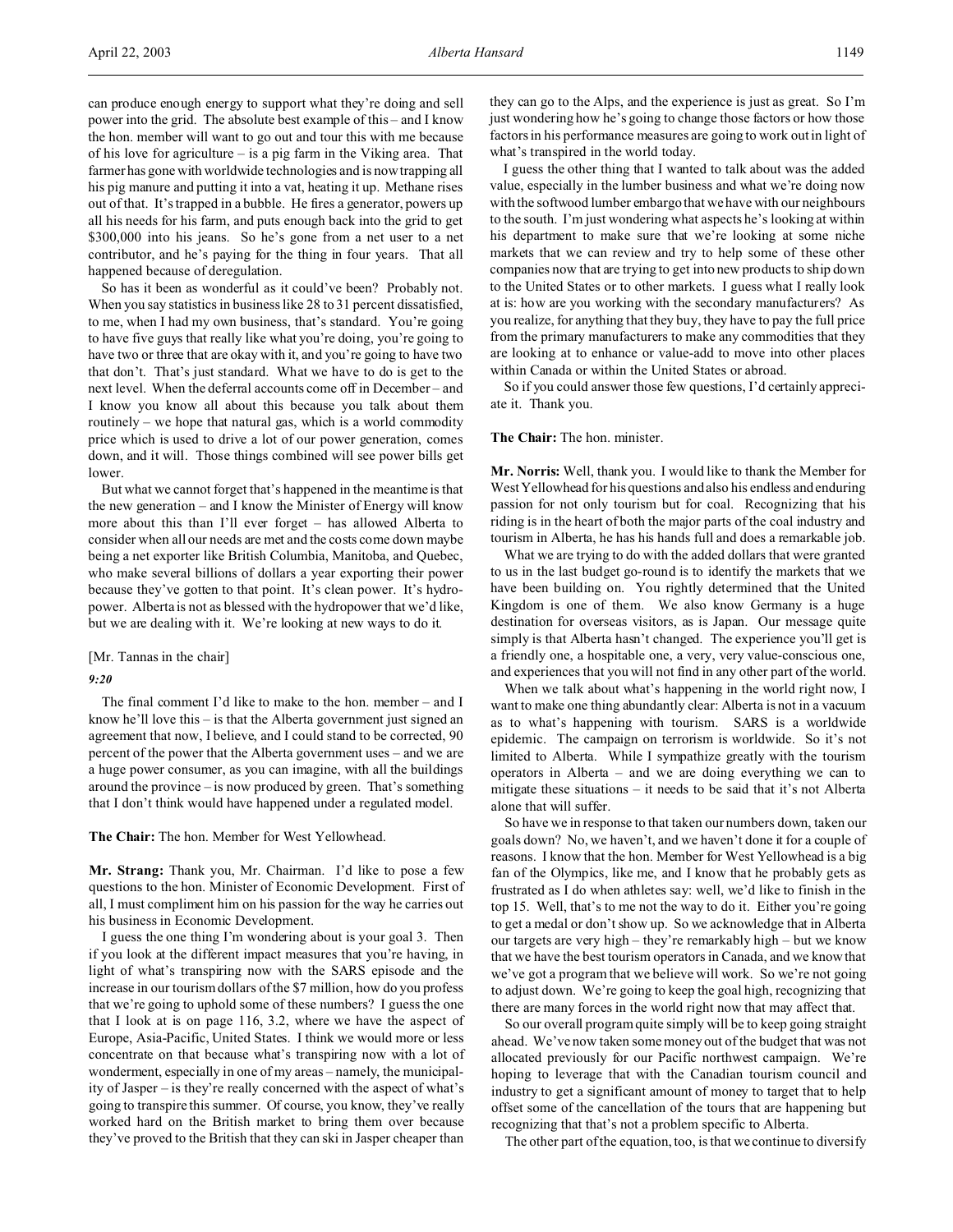can produce enough energy to support what they're doing and sell power into the grid. The absolute best example of this – and I know the hon. member will want to go out and tour this with me because of his love for agriculture – is a pig farm in the Viking area. That farmer has gone with worldwide technologies and is now trapping all his pig manure and putting it into a vat, heating it up. Methane rises out of that. It's trapped in a bubble. He fires a generator, powers up all his needs for his farm, and puts enough back into the grid to get $300,000 into his jeans. So he's gone from a net user to a net contributor, and he's paying for the thing in four years. That all happened because of deregulation.

So has it been as wonderful as it could've been? Probably not. When you say statistics in business like 28 to 31 percent dissatisfied, to me, when I had my own business, that's standard. You're going to have five guys that really like what you're doing, you're going to have two or three that are okay with it, and you're going to have two that don't. That's just standard. What we have to do is get to the next level. When the deferral accounts come off in December – and I know you know all about this because you talk about them routinely – we hope that natural gas, which is a world commodity price which is used to drive a lot of our power generation, comes down, and it will. Those things combined will see power bills get lower.

But what we cannot forget that's happened in the meantime is that the new generation – and I know the Minister of Energy will know more about this than I'll ever forget – has allowed Alberta to consider when all our needs are met and the costs come down maybe being a net exporter like British Columbia, Manitoba, and Quebec, who make several billions of dollars a year exporting their power because they've gotten to that point. It's clean power. It's hydropower. Alberta is not as blessed with the hydropower that we'd like, but we are dealing with it. We're looking at new ways to do it.

[Mr. Tannas in the chair]

*9:20*

The final comment I'd like to make to the hon. member – and I know he'll love this – is that the Alberta government just signed an agreement that now, I believe, and I could stand to be corrected, 90 percent of the power that the Alberta government uses – and we are a huge power consumer, as you can imagine, with all the buildings around the province – is now produced by green. That's something that I don't think would have happened under a regulated model.

**The Chair:** The hon. Member for West Yellowhead.

**Mr. Strang:** Thank you, Mr. Chairman. I'd like to pose a few questions to the hon. Minister of Economic Development. First of all, I must compliment him on his passion for the way he carries out his business in Economic Development.

I guess the one thing I'm wondering about is your goal 3. Then if you look at the different impact measures that you're having, in light of what's transpiring now with the SARS episode and the increase in our tourism dollars of the $7 million, how do you profess that we're going to uphold some of these numbers? I guess the one that I look at is on page 116, 3.2, where we have the aspect of Europe, Asia-Pacific, United States. I think we would more or less concentrate on that because what's transpiring now with a lot of wonderment, especially in one of my areas – namely, the municipality of Jasper – is they're really concerned with the aspect of what's going to transpire this summer. Of course, you know, they've really worked hard on the British market to bring them over because they've proved to the British that they can ski in Jasper cheaper than they can go to the Alps, and the experience is just as great. So I'm just wondering how he's going to change those factors or how those factors in his performance measures are going to work out in light of what's transpired in the world today.

I guess the other thing that I wanted to talk about was the added value, especially in the lumber business and what we're doing now with the softwood lumber embargo that we have with our neighbours to the south. I'm just wondering what aspects he's looking at within his department to make sure that we're looking at some niche markets that we can review and try to help some of these other companies now that are trying to get into new products to ship down to the United States or to other markets. I guess what I really look at is: how are you working with the secondary manufacturers? As you realize, for anything that they buy, they have to pay the full price from the primary manufacturers to make any commodities that they are looking at to enhance or value-add to move into other places within Canada or within the United States or abroad.

So if you could answer those few questions, I'd certainly appreciate it. Thank you.

**The Chair:** The hon. minister.

**Mr. Norris:** Well, thank you. I would like to thank the Member for West Yellowhead for his questions and also his endless and enduring passion for not only tourism but for coal. Recognizing that his riding is in the heart of both the major parts of the coal industry and tourism in Alberta, he has his hands full and does a remarkable job.

What we are trying to do with the added dollars that were granted to us in the last budget go-round is to identify the markets that we have been building on. You rightly determined that the United Kingdom is one of them. We also know Germany is a huge destination for overseas visitors, as is Japan. Our message quite simply is that Alberta hasn't changed. The experience you'll get is a friendly one, a hospitable one, a very, very value-conscious one, and experiences that you will not find in any other part of the world.

When we talk about what's happening in the world right now, I want to make one thing abundantly clear: Alberta is not in a vacuum as to what's happening with tourism. SARS is a worldwide epidemic. The campaign on terrorism is worldwide. So it's not limited to Alberta. While I sympathize greatly with the tourism operators in Alberta – and we are doing everything we can to mitigate these situations – it needs to be said that it's not Alberta alone that will suffer.

So have we in response to that taken our numbers down, taken our goals down? No, we haven't, and we haven't done it for a couple of reasons. I know that the hon. Member for West Yellowhead is a big fan of the Olympics, like me, and I know that he probably gets as frustrated as I do when athletes say: well, we'd like to finish in the top 15. Well, that's to me not the way to do it. Either you're going to get a medal or don't show up. So we acknowledge that in Alberta our targets are very high – they're remarkably high – but we know that we have the best tourism operators in Canada, and we know that we've got a program that we believe will work. So we're not going to adjust down. We're going to keep the goal high, recognizing that there are many forces in the world right now that may affect that.

So our overall program quite simply will be to keep going straight ahead. We've now taken some money out of the budget that was not allocated previously for our Pacific northwest campaign. We're hoping to leverage that with the Canadian tourism council and industry to get a significant amount of money to target that to help offset some of the cancellation of the tours that are happening but recognizing that that's not a problem specific to Alberta.

The other part of the equation, too, is that we continue to diversify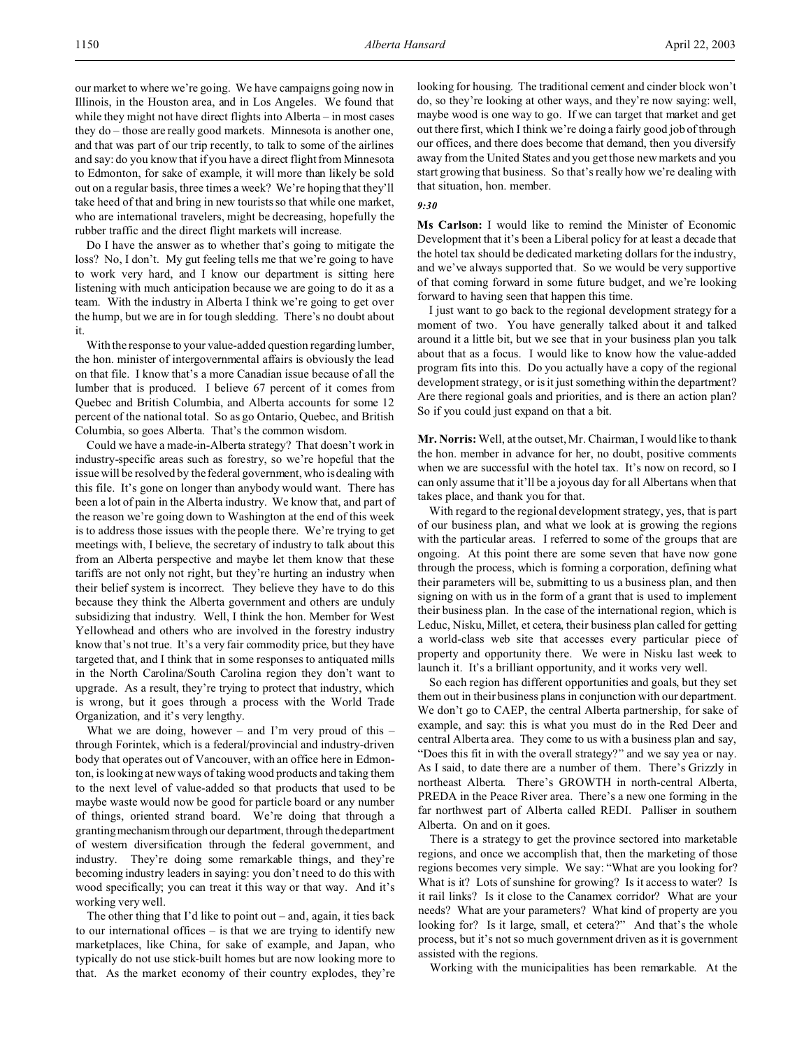our market to where we're going. We have campaigns going now in Illinois, in the Houston area, and in Los Angeles. We found that while they might not have direct flights into Alberta – in most cases they do – those are really good markets. Minnesota is another one, and that was part of our trip recently, to talk to some of the airlines and say: do you know that if you have a direct flight from Minnesota to Edmonton, for sake of example, it will more than likely be sold out on a regular basis, three times a week? We're hoping that they'll take heed of that and bring in new tourists so that while one market, who are international travelers, might be decreasing, hopefully the rubber traffic and the direct flight markets will increase.

Do I have the answer as to whether that's going to mitigate the loss? No, I don't. My gut feeling tells me that we're going to have to work very hard, and I know our department is sitting here listening with much anticipation because we are going to do it as a team. With the industry in Alberta I think we're going to get over the hump, but we are in for tough sledding. There's no doubt about it.

With the response to your value-added question regarding lumber, the hon. minister of intergovernmental affairs is obviously the lead on that file. I know that's a more Canadian issue because of all the lumber that is produced. I believe 67 percent of it comes from Quebec and British Columbia, and Alberta accounts for some 12 percent of the national total. So as go Ontario, Quebec, and British Columbia, so goes Alberta. That's the common wisdom.

Could we have a made-in-Alberta strategy? That doesn't work in industry-specific areas such as forestry, so we're hopeful that the issue will be resolved by the federal government, who is dealing with this file. It's gone on longer than anybody would want. There has been a lot of pain in the Alberta industry. We know that, and part of the reason we're going down to Washington at the end of this week is to address those issues with the people there. We're trying to get meetings with, I believe, the secretary of industry to talk about this from an Alberta perspective and maybe let them know that these tariffs are not only not right, but they're hurting an industry when their belief system is incorrect. They believe they have to do this because they think the Alberta government and others are unduly subsidizing that industry. Well, I think the hon. Member for West Yellowhead and others who are involved in the forestry industry know that's not true. It's a very fair commodity price, but they have targeted that, and I think that in some responses to antiquated mills in the North Carolina/South Carolina region they don't want to upgrade. As a result, they're trying to protect that industry, which is wrong, but it goes through a process with the World Trade Organization, and it's very lengthy.

What we are doing, however – and I'm very proud of this – through Forintek, which is a federal/provincial and industry-driven body that operates out of Vancouver, with an office here in Edmonton, is looking at new ways of taking wood products and taking them to the next level of value-added so that products that used to be maybe waste would now be good for particle board or any number of things, oriented strand board. We're doing that through a granting mechanism through our department, through the department of western diversification through the federal government, and industry. They're doing some remarkable things, and they're becoming industry leaders in saying: you don't need to do this with wood specifically; you can treat it this way or that way. And it's working very well.

The other thing that I'd like to point out – and, again, it ties back to our international offices – is that we are trying to identify new marketplaces, like China, for sake of example, and Japan, who typically do not use stick-built homes but are now looking more to that. As the market economy of their country explodes, they're looking for housing. The traditional cement and cinder block won't do, so they're looking at other ways, and they're now saying: well, maybe wood is one way to go. If we can target that market and get out there first, which I think we're doing a fairly good job of through our offices, and there does become that demand, then you diversify away from the United States and you get those new markets and you start growing that business. So that's really how we're dealing with that situation, hon. member.

*9:30*

**Ms Carlson:** I would like to remind the Minister of Economic Development that it's been a Liberal policy for at least a decade that the hotel tax should be dedicated marketing dollars for the industry, and we've always supported that. So we would be very supportive of that coming forward in some future budget, and we're looking forward to having seen that happen this time.

I just want to go back to the regional development strategy for a moment of two. You have generally talked about it and talked around it a little bit, but we see that in your business plan you talk about that as a focus. I would like to know how the value-added program fits into this. Do you actually have a copy of the regional development strategy, or is it just something within the department? Are there regional goals and priorities, and is there an action plan? So if you could just expand on that a bit.

**Mr. Norris:** Well, at the outset, Mr. Chairman, I would like to thank the hon. member in advance for her, no doubt, positive comments when we are successful with the hotel tax. It's now on record, so I can only assume that it'll be a joyous day for all Albertans when that takes place, and thank you for that.

With regard to the regional development strategy, yes, that is part of our business plan, and what we look at is growing the regions with the particular areas. I referred to some of the groups that are ongoing. At this point there are some seven that have now gone through the process, which is forming a corporation, defining what their parameters will be, submitting to us a business plan, and then signing on with us in the form of a grant that is used to implement their business plan. In the case of the international region, which is Leduc, Nisku, Millet, et cetera, their business plan called for getting a world-class web site that accesses every particular piece of property and opportunity there. We were in Nisku last week to launch it. It's a brilliant opportunity, and it works very well.

So each region has different opportunities and goals, but they set them out in their business plans in conjunction with our department. We don't go to CAEP, the central Alberta partnership, for sake of example, and say: this is what you must do in the Red Deer and central Alberta area. They come to us with a business plan and say, "Does this fit in with the overall strategy?" and we say yea or nay. As I said, to date there are a number of them. There's Grizzly in northeast Alberta. There's GROWTH in north-central Alberta, PREDA in the Peace River area. There's a new one forming in the far northwest part of Alberta called REDI. Palliser in southern Alberta. On and on it goes.

There is a strategy to get the province sectored into marketable regions, and once we accomplish that, then the marketing of those regions becomes very simple. We say: "What are you looking for? What is it? Lots of sunshine for growing? Is it access to water? Is it rail links? Is it close to the Canamex corridor? What are your needs? What are your parameters? What kind of property are you looking for? Is it large, small, et cetera?" And that's the whole process, but it's not so much government driven as it is government assisted with the regions.

Working with the municipalities has been remarkable. At the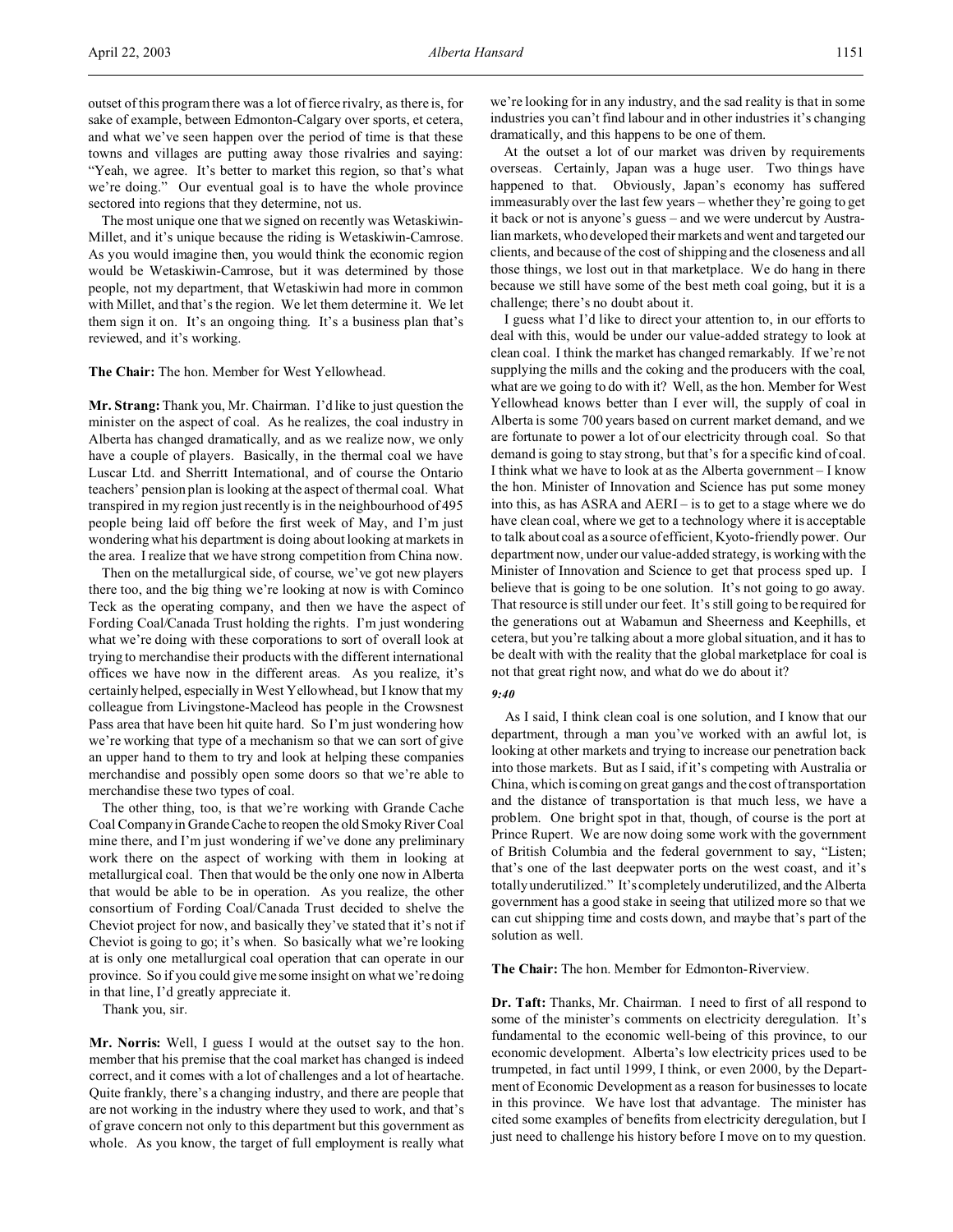outset of this program there was a lot of fierce rivalry, as there is, for sake of example, between Edmonton-Calgary over sports, et cetera, and what we've seen happen over the period of time is that these towns and villages are putting away those rivalries and saying: "Yeah, we agree. It's better to market this region, so that's what we're doing." Our eventual goal is to have the whole province sectored into regions that they determine, not us.

The most unique one that we signed on recently was Wetaskiwin-Millet, and it's unique because the riding is Wetaskiwin-Camrose. As you would imagine then, you would think the economic region would be Wetaskiwin-Camrose, but it was determined by those people, not my department, that Wetaskiwin had more in common with Millet, and that's the region. We let them determine it. We let them sign it on. It's an ongoing thing. It's a business plan that's reviewed, and it's working.

**The Chair:** The hon. Member for West Yellowhead.

**Mr. Strang:** Thank you, Mr. Chairman. I'd like to just question the minister on the aspect of coal. As he realizes, the coal industry in Alberta has changed dramatically, and as we realize now, we only have a couple of players. Basically, in the thermal coal we have Luscar Ltd. and Sherritt International, and of course the Ontario teachers' pension plan is looking at the aspect of thermal coal. What transpired in my region just recently is in the neighbourhood of 495 people being laid off before the first week of May, and I'm just wondering what his department is doing about looking at markets in the area. I realize that we have strong competition from China now.

Then on the metallurgical side, of course, we've got new players there too, and the big thing we're looking at now is with Cominco Teck as the operating company, and then we have the aspect of Fording Coal/Canada Trust holding the rights. I'm just wondering what we're doing with these corporations to sort of overall look at trying to merchandise their products with the different international offices we have now in the different areas. As you realize, it's certainly helped, especially in West Yellowhead, but I know that my colleague from Livingstone-Macleod has people in the Crowsnest Pass area that have been hit quite hard. So I'm just wondering how we're working that type of a mechanism so that we can sort of give an upper hand to them to try and look at helping these companies merchandise and possibly open some doors so that we're able to merchandise these two types of coal.

The other thing, too, is that we're working with Grande Cache Coal Company in Grande Cache to reopen the old Smoky River Coal mine there, and I'm just wondering if we've done any preliminary work there on the aspect of working with them in looking at metallurgical coal. Then that would be the only one now in Alberta that would be able to be in operation. As you realize, the other consortium of Fording Coal/Canada Trust decided to shelve the Cheviot project for now, and basically they've stated that it's not if Cheviot is going to go; it's when. So basically what we're looking at is only one metallurgical coal operation that can operate in our province. So if you could give me some insight on what we're doing in that line, I'd greatly appreciate it.

Thank you, sir.

**Mr. Norris:** Well, I guess I would at the outset say to the hon. member that his premise that the coal market has changed is indeed correct, and it comes with a lot of challenges and a lot of heartache. Quite frankly, there's a changing industry, and there are people that are not working in the industry where they used to work, and that's of grave concern not only to this department but this government as whole. As you know, the target of full employment is really what we're looking for in any industry, and the sad reality is that in some industries you can't find labour and in other industries it's changing dramatically, and this happens to be one of them.

At the outset a lot of our market was driven by requirements overseas. Certainly, Japan was a huge user. Two things have happened to that. Obviously, Japan's economy has suffered immeasurably over the last few years – whether they're going to get it back or not is anyone's guess – and we were undercut by Australian markets, who developed their markets and went and targeted our clients, and because of the cost of shipping and the closeness and all those things, we lost out in that marketplace. We do hang in there because we still have some of the best meth coal going, but it is a challenge; there's no doubt about it.

I guess what I'd like to direct your attention to, in our efforts to deal with this, would be under our value-added strategy to look at clean coal. I think the market has changed remarkably. If we're not supplying the mills and the coking and the producers with the coal, what are we going to do with it? Well, as the hon. Member for West Yellowhead knows better than I ever will, the supply of coal in Alberta is some 700 years based on current market demand, and we are fortunate to power a lot of our electricity through coal. So that demand is going to stay strong, but that's for a specific kind of coal. I think what we have to look at as the Alberta government – I know the hon. Minister of Innovation and Science has put some money into this, as has ASRA and AERI – is to get to a stage where we do have clean coal, where we get to a technology where it is acceptable to talk about coal as a source of efficient, Kyoto-friendly power. Our department now, under our value-added strategy, is working with the Minister of Innovation and Science to get that process sped up. I believe that is going to be one solution. It's not going to go away. That resource is still under our feet. It's still going to be required for the generations out at Wabamun and Sheerness and Keephills, et cetera, but you're talking about a more global situation, and it has to be dealt with with the reality that the global marketplace for coal is not that great right now, and what do we do about it?

*9:40*

As I said, I think clean coal is one solution, and I know that our department, through a man you've worked with an awful lot, is looking at other markets and trying to increase our penetration back into those markets. But as I said, if it's competing with Australia or China, which is coming on great gangs and the cost of transportation and the distance of transportation is that much less, we have a problem. One bright spot in that, though, of course is the port at Prince Rupert. We are now doing some work with the government of British Columbia and the federal government to say, "Listen; that's one of the last deepwater ports on the west coast, and it's totally underutilized." It's completely underutilized, and the Alberta government has a good stake in seeing that utilized more so that we can cut shipping time and costs down, and maybe that's part of the solution as well.

**The Chair:** The hon. Member for Edmonton-Riverview.

**Dr. Taft:** Thanks, Mr. Chairman. I need to first of all respond to some of the minister's comments on electricity deregulation. It's fundamental to the economic well-being of this province, to our economic development. Alberta's low electricity prices used to be trumpeted, in fact until 1999, I think, or even 2000, by the Department of Economic Development as a reason for businesses to locate in this province. We have lost that advantage. The minister has cited some examples of benefits from electricity deregulation, but I just need to challenge his history before I move on to my question.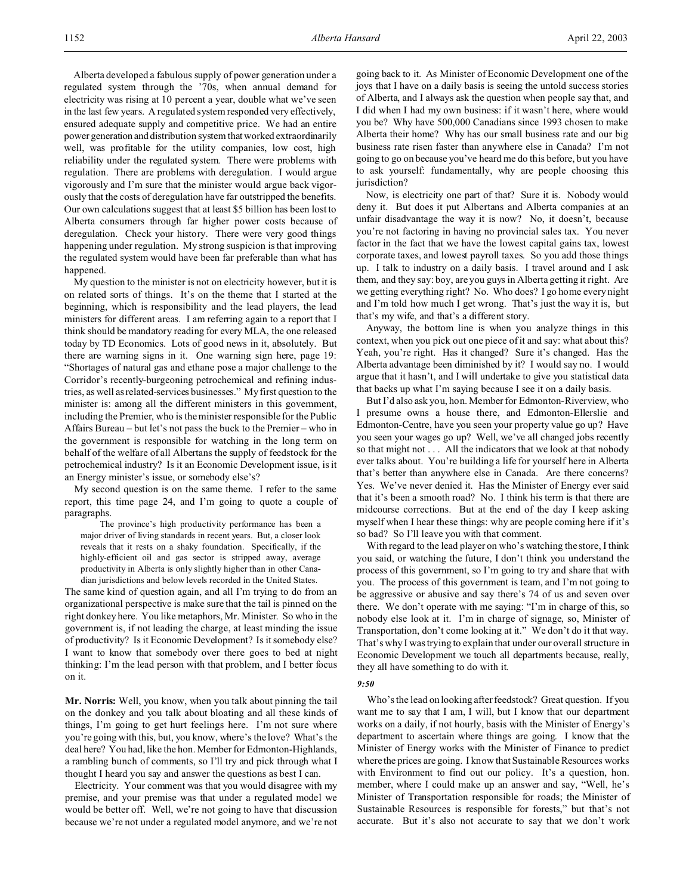Alberta developed a fabulous supply of power generation under a regulated system through the '70s, when annual demand for electricity was rising at 10 percent a year, double what we've seen in the last few years. A regulated system responded very effectively, ensured adequate supply and competitive price. We had an entire power generation and distribution system that worked extraordinarily well, was profitable for the utility companies, low cost, high reliability under the regulated system. There were problems with regulation. There are problems with deregulation. I would argue vigorously and I'm sure that the minister would argue back vigorously that the costs of deregulation have far outstripped the benefits. Our own calculations suggest that at least $5 billion has been lost to Alberta consumers through far higher power costs because of deregulation. Check your history. There were very good things happening under regulation. My strong suspicion is that improving the regulated system would have been far preferable than what has happened.

My question to the minister is not on electricity however, but it is on related sorts of things. It's on the theme that I started at the beginning, which is responsibility and the lead players, the lead ministers for different areas. I am referring again to a report that I think should be mandatory reading for every MLA, the one released today by TD Economics. Lots of good news in it, absolutely. But there are warning signs in it. One warning sign here, page 19: "Shortages of natural gas and ethane pose a major challenge to the Corridor's recently-burgeoning petrochemical and refining industries, as well as related-services businesses." My first question to the minister is: among all the different ministers in this government, including the Premier, who is the minister responsible for the Public Affairs Bureau – but let's not pass the buck to the Premier – who in the government is responsible for watching in the long term on behalf of the welfare of all Albertans the supply of feedstock for the petrochemical industry? Is it an Economic Development issue, is it an Energy minister's issue, or somebody else's?

My second question is on the same theme. I refer to the same report, this time page 24, and I'm going to quote a couple of paragraphs.

> The province's high productivity performance has been a major driver of living standards in recent years. But, a closer look reveals that it rests on a shaky foundation. Specifically, if the highly-efficient oil and gas sector is stripped away, average productivity in Alberta is only slightly higher than in other Canadian jurisdictions and below levels recorded in the United States.

The same kind of question again, and all I'm trying to do from an organizational perspective is make sure that the tail is pinned on the right donkey here. You like metaphors, Mr. Minister. So who in the government is, if not leading the charge, at least minding the issue of productivity? Is it Economic Development? Is it somebody else? I want to know that somebody over there goes to bed at night thinking: I'm the lead person with that problem, and I better focus on it.

**Mr. Norris:** Well, you know, when you talk about pinning the tail on the donkey and you talk about bloating and all these kinds of things, I'm going to get hurt feelings here. I'm not sure where you're going with this, but, you know, where's the love? What's the deal here? You had, like the hon. Member for Edmonton-Highlands, a rambling bunch of comments, so I'll try and pick through what I thought I heard you say and answer the questions as best I can.

Electricity. Your comment was that you would disagree with my premise, and your premise was that under a regulated model we would be better off. Well, we're not going to have that discussion because we're not under a regulated model anymore, and we're not going back to it. As Minister of Economic Development one of the joys that I have on a daily basis is seeing the untold success stories of Alberta, and I always ask the question when people say that, and I did when I had my own business: if it wasn't here, where would you be? Why have 500,000 Canadians since 1993 chosen to make Alberta their home? Why has our small business rate and our big business rate risen faster than anywhere else in Canada? I'm not going to go on because you've heard me do this before, but you have to ask yourself: fundamentally, why are people choosing this jurisdiction?

Now, is electricity one part of that? Sure it is. Nobody would deny it. But does it put Albertans and Alberta companies at an unfair disadvantage the way it is now? No, it doesn't, because you're not factoring in having no provincial sales tax. You never factor in the fact that we have the lowest capital gains tax, lowest corporate taxes, and lowest payroll taxes. So you add those things up. I talk to industry on a daily basis. I travel around and I ask them, and they say: boy, are you guys in Alberta getting it right. Are we getting everything right? No. Who does? I go home every night and I'm told how much I get wrong. That's just the way it is, but that's my wife, and that's a different story.

Anyway, the bottom line is when you analyze things in this context, when you pick out one piece of it and say: what about this? Yeah, you're right. Has it changed? Sure it's changed. Has the Alberta advantage been diminished by it? I would say no. I would argue that it hasn't, and I will undertake to give you statistical data that backs up what I'm saying because I see it on a daily basis.

But I'd also ask you, hon. Member for Edmonton-Riverview, who I presume owns a house there, and Edmonton-Ellerslie and Edmonton-Centre, have you seen your property value go up? Have you seen your wages go up? Well, we've all changed jobs recently so that might not . . . All the indicators that we look at that nobody ever talks about. You're building a life for yourself here in Alberta that's better than anywhere else in Canada. Are there concerns? Yes. We've never denied it. Has the Minister of Energy ever said that it's been a smooth road? No. I think his term is that there are midcourse corrections. But at the end of the day I keep asking myself when I hear these things: why are people coming here if it's so bad? So I'll leave you with that comment.

With regard to the lead player on who's watching the store, I think you said, or watching the future, I don't think you understand the process of this government, so I'm going to try and share that with you. The process of this government is team, and I'm not going to be aggressive or abusive and say there's 74 of us and seven over there. We don't operate with me saying: "I'm in charge of this, so nobody else look at it. I'm in charge of signage, so, Minister of Transportation, don't come looking at it." We don't do it that way. That's why I was trying to explain that under our overall structure in Economic Development we touch all departments because, really, they all have something to do with it.

*9:50*

Who's the lead on looking after feedstock? Great question. If you want me to say that I am, I will, but I know that our department works on a daily, if not hourly, basis with the Minister of Energy's department to ascertain where things are going. I know that the Minister of Energy works with the Minister of Finance to predict where the prices are going. I know that Sustainable Resources works with Environment to find out our policy. It's a question, hon. member, where I could make up an answer and say, "Well, he's Minister of Transportation responsible for roads; the Minister of Sustainable Resources is responsible for forests," but that's not accurate. But it's also not accurate to say that we don't work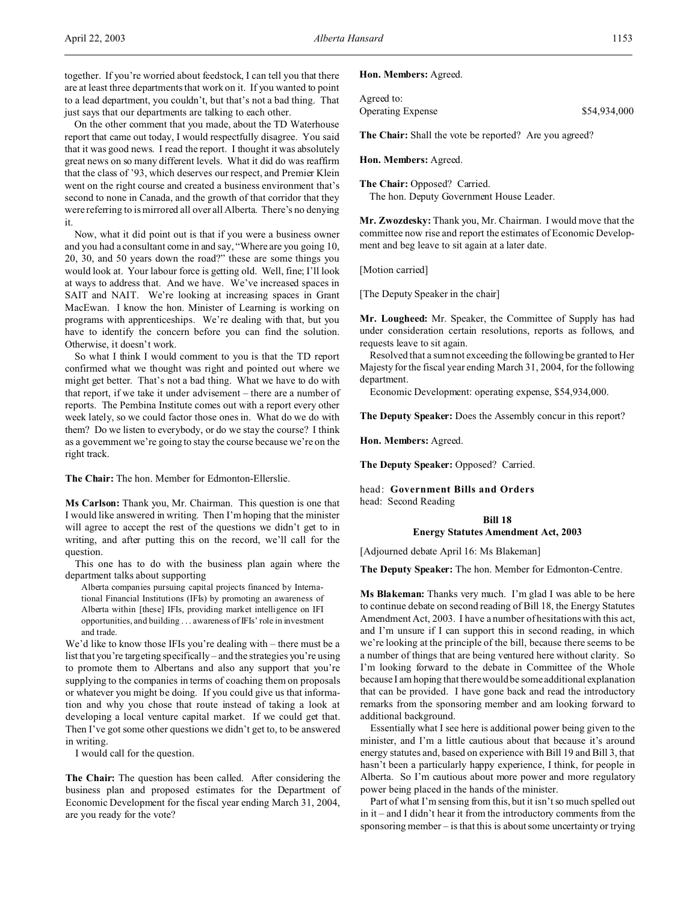together. If you're worried about feedstock, I can tell you that there are at least three departments that work on it. If you wanted to point to a lead department, you couldn't, but that's not a bad thing. That just says that our departments are talking to each other.

On the other comment that you made, about the TD Waterhouse report that came out today, I would respectfully disagree. You said that it was good news. I read the report. I thought it was absolutely great news on so many different levels. What it did do was reaffirm that the class of '93, which deserves our respect, and Premier Klein went on the right course and created a business environment that's second to none in Canada, and the growth of that corridor that they were referring to is mirrored all over all Alberta. There's no denying it.

Now, what it did point out is that if you were a business owner and you had a consultant come in and say, "Where are you going 10, 20, 30, and 50 years down the road?" these are some things you would look at. Your labour force is getting old. Well, fine; I'll look at ways to address that. And we have. We've increased spaces in SAIT and NAIT. We're looking at increasing spaces in Grant MacEwan. I know the hon. Minister of Learning is working on programs with apprenticeships. We're dealing with that, but you have to identify the concern before you can find the solution. Otherwise, it doesn't work.

So what I think I would comment to you is that the TD report confirmed what we thought was right and pointed out where we might get better. That's not a bad thing. What we have to do with that report, if we take it under advisement – there are a number of reports. The Pembina Institute comes out with a report every other week lately, so we could factor those ones in. What do we do with them? Do we listen to everybody, or do we stay the course? I think as a government we're going to stay the course because we're on the right track.

**The Chair:** The hon. Member for Edmonton-Ellerslie.

**Ms Carlson:** Thank you, Mr. Chairman. This question is one that I would like answered in writing. Then I'm hoping that the minister will agree to accept the rest of the questions we didn't get to in writing, and after putting this on the record, we'll call for the question.

This one has to do with the business plan again where the department talks about supporting

> Alberta companies pursuing capital projects financed by International Financial Institutions (IFIs) by promoting an awareness of Alberta within [these] IFIs, providing market intelligence on IFI opportunities, and building . . . awareness of IFIs' role in investment and trade.

We'd like to know those IFIs you're dealing with – there must be a list that you're targeting specifically – and the strategies you're using to promote them to Albertans and also any support that you're supplying to the companies in terms of coaching them on proposals or whatever you might be doing. If you could give us that information and why you chose that route instead of taking a look at developing a local venture capital market. If we could get that. Then I've got some other questions we didn't get to, to be answered in writing.

I would call for the question.

**The Chair:** The question has been called. After considering the business plan and proposed estimates for the Department of Economic Development for the fiscal year ending March 31, 2004, are you ready for the vote?

**Hon. Members:** Agreed.

Agreed to:
Operating Expense $54,934,000

**The Chair:** Shall the vote be reported? Are you agreed?

**Hon. Members:** Agreed.

**The Chair:** Opposed? Carried.
The hon. Deputy Government House Leader.

**Mr. Zwozdesky:** Thank you, Mr. Chairman. I would move that the committee now rise and report the estimates of Economic Development and beg leave to sit again at a later date.

[Motion carried]

[The Deputy Speaker in the chair]

**Mr. Lougheed:** Mr. Speaker, the Committee of Supply has had under consideration certain resolutions, reports as follows, and requests leave to sit again.

Resolved that a sum not exceeding the following be granted to Her Majesty for the fiscal year ending March 31, 2004, for the following department.

Economic Development: operating expense, $54,934,000.

**The Deputy Speaker:** Does the Assembly concur in this report?

**Hon. Members:** Agreed.

**The Deputy Speaker:** Opposed? Carried.

head: **Government Bills and Orders**
head: Second Reading

### Bill 18
### Energy Statutes Amendment Act, 2003

[Adjourned debate April 16: Ms Blakeman]

**The Deputy Speaker:** The hon. Member for Edmonton-Centre.

**Ms Blakeman:** Thanks very much. I'm glad I was able to be here to continue debate on second reading of Bill 18, the Energy Statutes Amendment Act, 2003. I have a number of hesitations with this act, and I'm unsure if I can support this in second reading, in which we're looking at the principle of the bill, because there seems to be a number of things that are being ventured here without clarity. So I'm looking forward to the debate in Committee of the Whole because I am hoping that there would be some additional explanation that can be provided. I have gone back and read the introductory remarks from the sponsoring member and am looking forward to additional background.

Essentially what I see here is additional power being given to the minister, and I'm a little cautious about that because it's around energy statutes and, based on experience with Bill 19 and Bill 3, that hasn't been a particularly happy experience, I think, for people in Alberta. So I'm cautious about more power and more regulatory power being placed in the hands of the minister.

Part of what I'm sensing from this, but it isn't so much spelled out in it – and I didn't hear it from the introductory comments from the sponsoring member – is that this is about some uncertainty or trying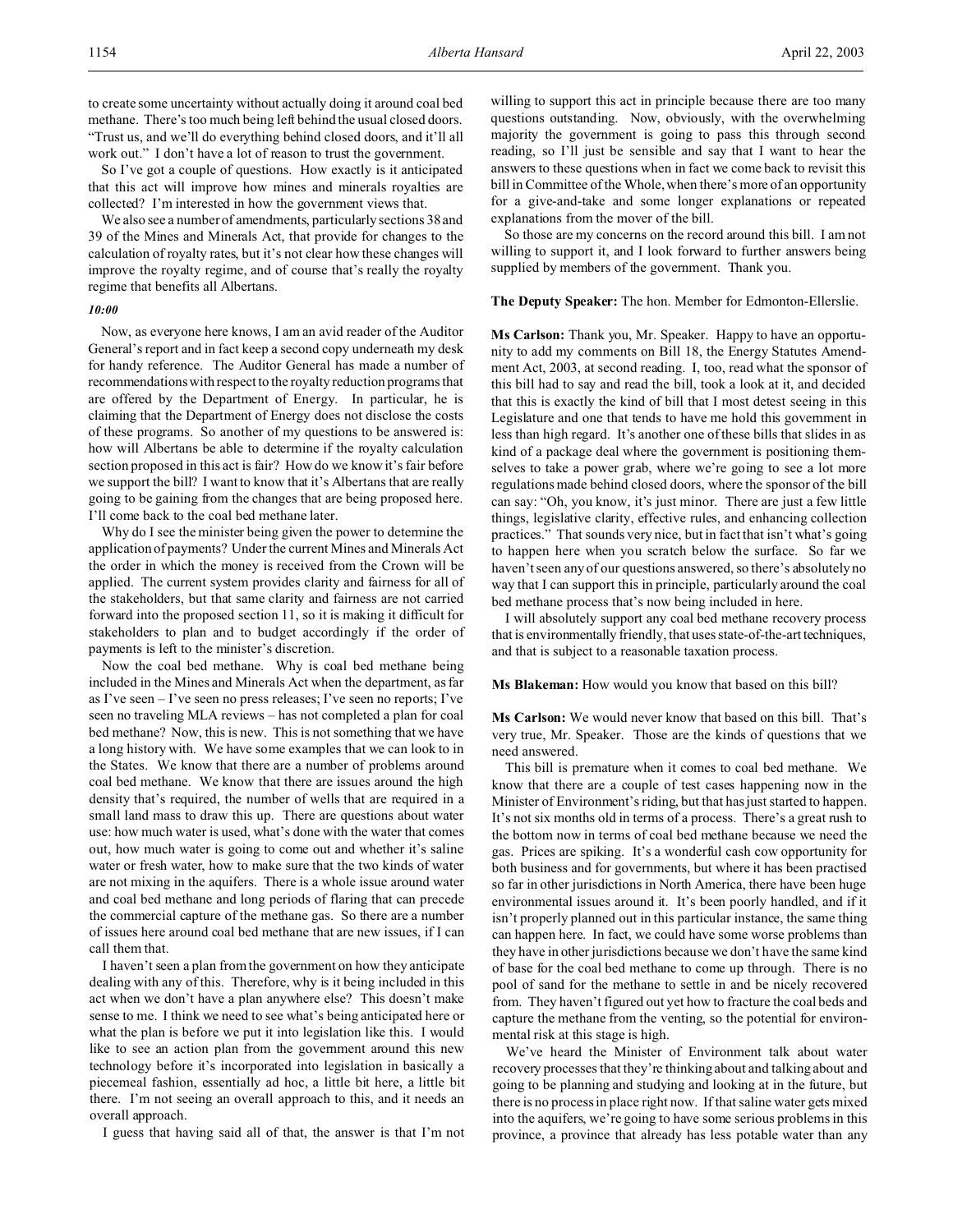to create some uncertainty without actually doing it around coal bed methane. There's too much being left behind the usual closed doors. "Trust us, and we'll do everything behind closed doors, and it'll all work out." I don't have a lot of reason to trust the government.

So I've got a couple of questions. How exactly is it anticipated that this act will improve how mines and minerals royalties are collected? I'm interested in how the government views that.

We also see a number of amendments, particularly sections 38 and 39 of the Mines and Minerals Act, that provide for changes to the calculation of royalty rates, but it's not clear how these changes will improve the royalty regime, and of course that's really the royalty regime that benefits all Albertans.

*10:00*

Now, as everyone here knows, I am an avid reader of the Auditor General's report and in fact keep a second copy underneath my desk for handy reference. The Auditor General has made a number of recommendations with respect to the royalty reduction programs that are offered by the Department of Energy. In particular, he is claiming that the Department of Energy does not disclose the costs of these programs. So another of my questions to be answered is: how will Albertans be able to determine if the royalty calculation section proposed in this act is fair? How do we know it's fair before we support the bill? I want to know that it's Albertans that are really going to be gaining from the changes that are being proposed here. I'll come back to the coal bed methane later.

Why do I see the minister being given the power to determine the application of payments? Under the current Mines and Minerals Act the order in which the money is received from the Crown will be applied. The current system provides clarity and fairness for all of the stakeholders, but that same clarity and fairness are not carried forward into the proposed section 11, so it is making it difficult for stakeholders to plan and to budget accordingly if the order of payments is left to the minister's discretion.

Now the coal bed methane. Why is coal bed methane being included in the Mines and Minerals Act when the department, as far as I've seen – I've seen no press releases; I've seen no reports; I've seen no traveling MLA reviews – has not completed a plan for coal bed methane? Now, this is new. This is not something that we have a long history with. We have some examples that we can look to in the States. We know that there are a number of problems around coal bed methane. We know that there are issues around the high density that's required, the number of wells that are required in a small land mass to draw this up. There are questions about water use: how much water is used, what's done with the water that comes out, how much water is going to come out and whether it's saline water or fresh water, how to make sure that the two kinds of water are not mixing in the aquifers. There is a whole issue around water and coal bed methane and long periods of flaring that can precede the commercial capture of the methane gas. So there are a number of issues here around coal bed methane that are new issues, if I can call them that.

I haven't seen a plan from the government on how they anticipate dealing with any of this. Therefore, why is it being included in this act when we don't have a plan anywhere else? This doesn't make sense to me. I think we need to see what's being anticipated here or what the plan is before we put it into legislation like this. I would like to see an action plan from the government around this new technology before it's incorporated into legislation in basically a piecemeal fashion, essentially ad hoc, a little bit here, a little bit there. I'm not seeing an overall approach to this, and it needs an overall approach.

I guess that having said all of that, the answer is that I'm not willing to support this act in principle because there are too many questions outstanding. Now, obviously, with the overwhelming majority the government is going to pass this through second reading, so I'll just be sensible and say that I want to hear the answers to these questions when in fact we come back to revisit this bill in Committee of the Whole, when there's more of an opportunity for a give-and-take and some longer explanations or repeated explanations from the mover of the bill.

So those are my concerns on the record around this bill. I am not willing to support it, and I look forward to further answers being supplied by members of the government. Thank you.

**The Deputy Speaker:** The hon. Member for Edmonton-Ellerslie.

**Ms Carlson:** Thank you, Mr. Speaker. Happy to have an opportunity to add my comments on Bill 18, the Energy Statutes Amendment Act, 2003, at second reading. I, too, read what the sponsor of this bill had to say and read the bill, took a look at it, and decided that this is exactly the kind of bill that I most detest seeing in this Legislature and one that tends to have me hold this government in less than high regard. It's another one of these bills that slides in as kind of a package deal where the government is positioning themselves to take a power grab, where we're going to see a lot more regulations made behind closed doors, where the sponsor of the bill can say: "Oh, you know, it's just minor. There are just a few little things, legislative clarity, effective rules, and enhancing collection practices." That sounds very nice, but in fact that isn't what's going to happen here when you scratch below the surface. So far we haven't seen any of our questions answered, so there's absolutely no way that I can support this in principle, particularly around the coal bed methane process that's now being included in here.

I will absolutely support any coal bed methane recovery process that is environmentally friendly, that uses state-of-the-art techniques, and that is subject to a reasonable taxation process.

**Ms Blakeman:** How would you know that based on this bill?

**Ms Carlson:** We would never know that based on this bill. That's very true, Mr. Speaker. Those are the kinds of questions that we need answered.

This bill is premature when it comes to coal bed methane. We know that there are a couple of test cases happening now in the Minister of Environment's riding, but that has just started to happen. It's not six months old in terms of a process. There's a great rush to the bottom now in terms of coal bed methane because we need the gas. Prices are spiking. It's a wonderful cash cow opportunity for both business and for governments, but where it has been practised so far in other jurisdictions in North America, there have been huge environmental issues around it. It's been poorly handled, and if it isn't properly planned out in this particular instance, the same thing can happen here. In fact, we could have some worse problems than they have in other jurisdictions because we don't have the same kind of base for the coal bed methane to come up through. There is no pool of sand for the methane to settle in and be nicely recovered from. They haven't figured out yet how to fracture the coal beds and capture the methane from the venting, so the potential for environmental risk at this stage is high.

We've heard the Minister of Environment talk about water recovery processes that they're thinking about and talking about and going to be planning and studying and looking at in the future, but there is no process in place right now. If that saline water gets mixed into the aquifers, we're going to have some serious problems in this province, a province that already has less potable water than any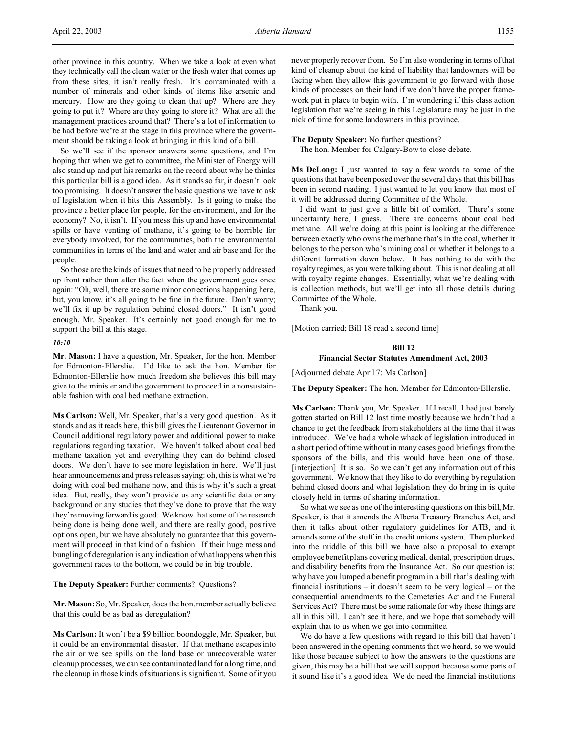other province in this country. When we take a look at even what they technically call the clean water or the fresh water that comes up from these sites, it isn't really fresh. It's contaminated with a number of minerals and other kinds of items like arsenic and mercury. How are they going to clean that up? Where are they going to put it? Where are they going to store it? What are all the management practices around that? There's a lot of information to be had before we're at the stage in this province where the government should be taking a look at bringing in this kind of a bill.

So we'll see if the sponsor answers some questions, and I'm hoping that when we get to committee, the Minister of Energy will also stand up and put his remarks on the record about why he thinks this particular bill is a good idea. As it stands so far, it doesn't look too promising. It doesn't answer the basic questions we have to ask of legislation when it hits this Assembly. Is it going to make the province a better place for people, for the environment, and for the economy? No, it isn't. If you mess this up and have environmental spills or have venting of methane, it's going to be horrible for everybody involved, for the communities, both the environmental communities in terms of the land and water and air base and for the people.

So those are the kinds of issues that need to be properly addressed up front rather than after the fact when the government goes once again: "Oh, well, there are some minor corrections happening here, but, you know, it's all going to be fine in the future. Don't worry; we'll fix it up by regulation behind closed doors." It isn't good enough, Mr. Speaker. It's certainly not good enough for me to support the bill at this stage.

*10:10*

**Mr. Mason:** I have a question, Mr. Speaker, for the hon. Member for Edmonton-Ellerslie. I'd like to ask the hon. Member for Edmonton-Ellerslie how much freedom she believes this bill may give to the minister and the government to proceed in a nonsustainable fashion with coal bed methane extraction.

**Ms Carlson:** Well, Mr. Speaker, that's a very good question. As it stands and as it reads here, this bill gives the Lieutenant Governor in Council additional regulatory power and additional power to make regulations regarding taxation. We haven't talked about coal bed methane taxation yet and everything they can do behind closed doors. We don't have to see more legislation in here. We'll just hear announcements and press releases saying: oh, this is what we're doing with coal bed methane now, and this is why it's such a great idea. But, really, they won't provide us any scientific data or any background or any studies that they've done to prove that the way they're moving forward is good. We know that some of the research being done is being done well, and there are really good, positive options open, but we have absolutely no guarantee that this government will proceed in that kind of a fashion. If their huge mess and bungling of deregulation is any indication of what happens when this government races to the bottom, we could be in big trouble.

**The Deputy Speaker:** Further comments? Questions?

**Mr. Mason:** So, Mr. Speaker, does the hon. member actually believe that this could be as bad as deregulation?

**Ms Carlson:** It won't be a $9 billion boondoggle, Mr. Speaker, but it could be an environmental disaster. If that methane escapes into the air or we see spills on the land base or unrecoverable water cleanup processes, we can see contaminated land for a long time, and the cleanup in those kinds of situations is significant. Some of it you never properly recover from. So I'm also wondering in terms of that kind of cleanup about the kind of liability that landowners will be facing when they allow this government to go forward with those kinds of processes on their land if we don't have the proper framework put in place to begin with. I'm wondering if this class action legislation that we're seeing in this Legislature may be just in the nick of time for some landowners in this province.

**The Deputy Speaker:** No further questions?

The hon. Member for Calgary-Bow to close debate.

**Ms DeLong:** I just wanted to say a few words to some of the questions that have been posed over the several days that this bill has been in second reading. I just wanted to let you know that most of it will be addressed during Committee of the Whole.

I did want to just give a little bit of comfort. There's some uncertainty here, I guess. There are concerns about coal bed methane. All we're doing at this point is looking at the difference between exactly who owns the methane that's in the coal, whether it belongs to the person who's mining coal or whether it belongs to a different formation down below. It has nothing to do with the royalty regimes, as you were talking about. This is not dealing at all with royalty regime changes. Essentially, what we're dealing with is collection methods, but we'll get into all those details during Committee of the Whole.

Thank you.

[Motion carried; Bill 18 read a second time]

### Bill 12
### Financial Sector Statutes Amendment Act, 2003

[Adjourned debate April 7: Ms Carlson]

**The Deputy Speaker:** The hon. Member for Edmonton-Ellerslie.

**Ms Carlson:** Thank you, Mr. Speaker. If I recall, I had just barely gotten started on Bill 12 last time mostly because we hadn't had a chance to get the feedback from stakeholders at the time that it was introduced. We've had a whole whack of legislation introduced in a short period of time without in many cases good briefings from the sponsors of the bills, and this would have been one of those. [interjection] It is so. So we can't get any information out of this government. We know that they like to do everything by regulation behind closed doors and what legislation they do bring in is quite closely held in terms of sharing information.

So what we see as one of the interesting questions on this bill, Mr. Speaker, is that it amends the Alberta Treasury Branches Act, and then it talks about other regulatory guidelines for ATB, and it amends some of the stuff in the credit unions system. Then plunked into the middle of this bill we have also a proposal to exempt employee benefit plans covering medical, dental, prescription drugs, and disability benefits from the Insurance Act. So our question is: why have you lumped a benefit program in a bill that's dealing with financial institutions – it doesn't seem to be very logical – or the consequential amendments to the Cemeteries Act and the Funeral Services Act? There must be some rationale for why these things are all in this bill. I can't see it here, and we hope that somebody will explain that to us when we get into committee.

We do have a few questions with regard to this bill that haven't been answered in the opening comments that we heard, so we would like those because subject to how the answers to the questions are given, this may be a bill that we will support because some parts of it sound like it's a good idea. We do need the financial institutions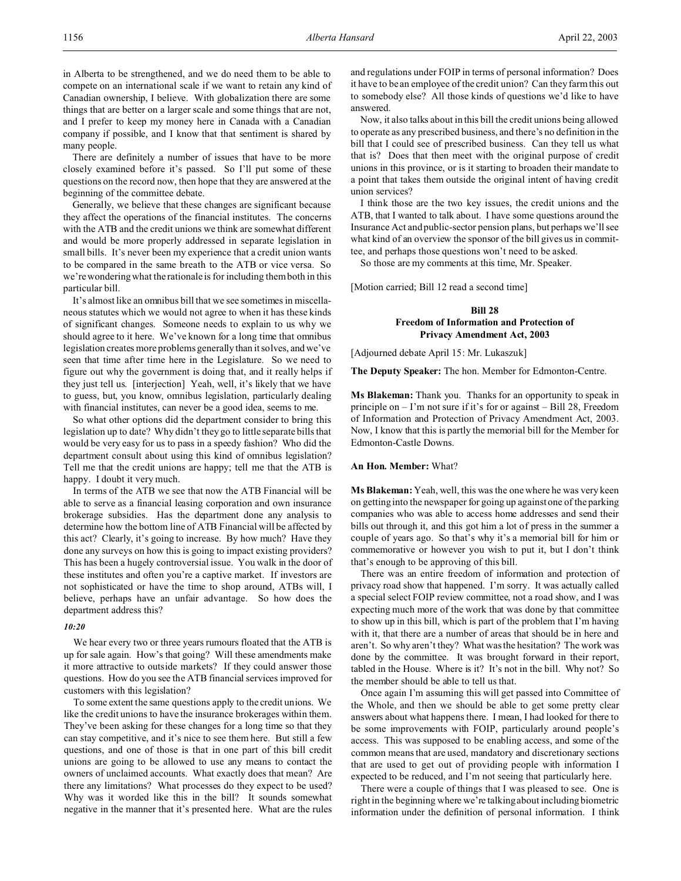in Alberta to be strengthened, and we do need them to be able to compete on an international scale if we want to retain any kind of Canadian ownership, I believe. With globalization there are some things that are better on a larger scale and some things that are not, and I prefer to keep my money here in Canada with a Canadian company if possible, and I know that that sentiment is shared by many people.

There are definitely a number of issues that have to be more closely examined before it's passed. So I'll put some of these questions on the record now, then hope that they are answered at the beginning of the committee debate.

Generally, we believe that these changes are significant because they affect the operations of the financial institutes. The concerns with the ATB and the credit unions we think are somewhat different and would be more properly addressed in separate legislation in small bills. It's never been my experience that a credit union wants to be compared in the same breath to the ATB or vice versa. So we're wondering what the rationale is for including them both in this particular bill.

It's almost like an omnibus bill that we see sometimes in miscellaneous statutes which we would not agree to when it has these kinds of significant changes. Someone needs to explain to us why we should agree to it here. We've known for a long time that omnibus legislation creates more problems generally than it solves, and we've seen that time after time here in the Legislature. So we need to figure out why the government is doing that, and it really helps if they just tell us. [interjection] Yeah, well, it's likely that we have to guess, but, you know, omnibus legislation, particularly dealing with financial institutes, can never be a good idea, seems to me.

So what other options did the department consider to bring this legislation up to date? Why didn't they go to little separate bills that would be very easy for us to pass in a speedy fashion? Who did the department consult about using this kind of omnibus legislation? Tell me that the credit unions are happy; tell me that the ATB is happy. I doubt it very much.

In terms of the ATB we see that now the ATB Financial will be able to serve as a financial leasing corporation and own insurance brokerage subsidies. Has the department done any analysis to determine how the bottom line of ATB Financial will be affected by this act? Clearly, it's going to increase. By how much? Have they done any surveys on how this is going to impact existing providers? This has been a hugely controversial issue. You walk in the door of these institutes and often you're a captive market. If investors are not sophisticated or have the time to shop around, ATBs will, I believe, perhaps have an unfair advantage. So how does the department address this?

*10:20*

We hear every two or three years rumours floated that the ATB is up for sale again. How's that going? Will these amendments make it more attractive to outside markets? If they could answer those questions. How do you see the ATB financial services improved for customers with this legislation?

To some extent the same questions apply to the credit unions. We like the credit unions to have the insurance brokerages within them. They've been asking for these changes for a long time so that they can stay competitive, and it's nice to see them here. But still a few questions, and one of those is that in one part of this bill credit unions are going to be allowed to use any means to contact the owners of unclaimed accounts. What exactly does that mean? Are there any limitations? What processes do they expect to be used? Why was it worded like this in the bill? It sounds somewhat negative in the manner that it's presented here. What are the rules and regulations under FOIP in terms of personal information? Does it have to be an employee of the credit union? Can they farm this out to somebody else? All those kinds of questions we'd like to have answered.

Now, it also talks about in this bill the credit unions being allowed to operate as any prescribed business, and there's no definition in the bill that I could see of prescribed business. Can they tell us what that is? Does that then meet with the original purpose of credit unions in this province, or is it starting to broaden their mandate to a point that takes them outside the original intent of having credit union services?

I think those are the two key issues, the credit unions and the ATB, that I wanted to talk about. I have some questions around the Insurance Act and public-sector pension plans, but perhaps we'll see what kind of an overview the sponsor of the bill gives us in committee, and perhaps those questions won't need to be asked.

So those are my comments at this time, Mr. Speaker.

[Motion carried; Bill 12 read a second time]

**Bill 28**
**Freedom of Information and Protection of Privacy Amendment Act, 2003**

[Adjourned debate April 15: Mr. Lukaszuk]

**The Deputy Speaker:** The hon. Member for Edmonton-Centre.

**Ms Blakeman:** Thank you. Thanks for an opportunity to speak in principle on – I'm not sure if it's for or against – Bill 28, Freedom of Information and Protection of Privacy Amendment Act, 2003. Now, I know that this is partly the memorial bill for the Member for Edmonton-Castle Downs.

**An Hon. Member:** What?

**Ms Blakeman:** Yeah, well, this was the one where he was very keen on getting into the newspaper for going up against one of the parking companies who was able to access home addresses and send their bills out through it, and this got him a lot of press in the summer a couple of years ago. So that's why it's a memorial bill for him or commemorative or however you wish to put it, but I don't think that's enough to be approving of this bill.

There was an entire freedom of information and protection of privacy road show that happened. I'm sorry. It was actually called a special select FOIP review committee, not a road show, and I was expecting much more of the work that was done by that committee to show up in this bill, which is part of the problem that I'm having with it, that there are a number of areas that should be in here and aren't. So why aren't they? What was the hesitation? The work was done by the committee. It was brought forward in their report, tabled in the House. Where is it? It's not in the bill. Why not? So the member should be able to tell us that.

Once again I'm assuming this will get passed into Committee of the Whole, and then we should be able to get some pretty clear answers about what happens there. I mean, I had looked for there to be some improvements with FOIP, particularly around people's access. This was supposed to be enabling access, and some of the common means that are used, mandatory and discretionary sections that are used to get out of providing people with information I expected to be reduced, and I'm not seeing that particularly here.

There were a couple of things that I was pleased to see. One is right in the beginning where we're talking about including biometric information under the definition of personal information. I think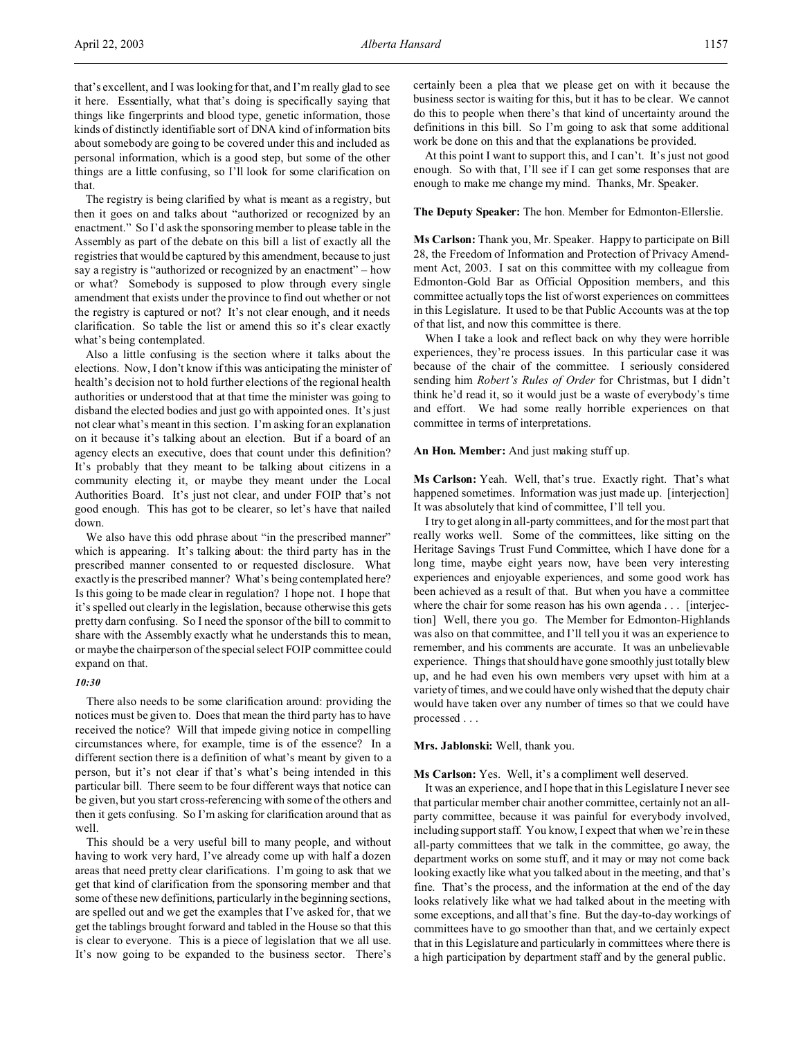that's excellent, and I was looking for that, and I'm really glad to see it here. Essentially, what that's doing is specifically saying that things like fingerprints and blood type, genetic information, those kinds of distinctly identifiable sort of DNA kind of information bits about somebody are going to be covered under this and included as personal information, which is a good step, but some of the other things are a little confusing, so I'll look for some clarification on that.

The registry is being clarified by what is meant as a registry, but then it goes on and talks about "authorized or recognized by an enactment." So I'd ask the sponsoring member to please table in the Assembly as part of the debate on this bill a list of exactly all the registries that would be captured by this amendment, because to just say a registry is "authorized or recognized by an enactment" – how or what? Somebody is supposed to plow through every single amendment that exists under the province to find out whether or not the registry is captured or not? It's not clear enough, and it needs clarification. So table the list or amend this so it's clear exactly what's being contemplated.

Also a little confusing is the section where it talks about the elections. Now, I don't know if this was anticipating the minister of health's decision not to hold further elections of the regional health authorities or understood that at that time the minister was going to disband the elected bodies and just go with appointed ones. It's just not clear what's meant in this section. I'm asking for an explanation on it because it's talking about an election. But if a board of an agency elects an executive, does that count under this definition? It's probably that they meant to be talking about citizens in a community electing it, or maybe they meant under the Local Authorities Board. It's just not clear, and under FOIP that's not good enough. This has got to be clearer, so let's have that nailed down.

We also have this odd phrase about "in the prescribed manner" which is appearing. It's talking about: the third party has in the prescribed manner consented to or requested disclosure. What exactly is the prescribed manner? What's being contemplated here? Is this going to be made clear in regulation? I hope not. I hope that it's spelled out clearly in the legislation, because otherwise this gets pretty darn confusing. So I need the sponsor of the bill to commit to share with the Assembly exactly what he understands this to mean, or maybe the chairperson of the special select FOIP committee could expand on that.

*10:30*

There also needs to be some clarification around: providing the notices must be given to. Does that mean the third party has to have received the notice? Will that impede giving notice in compelling circumstances where, for example, time is of the essence? In a different section there is a definition of what's meant by given to a person, but it's not clear if that's what's being intended in this particular bill. There seem to be four different ways that notice can be given, but you start cross-referencing with some of the others and then it gets confusing. So I'm asking for clarification around that as well.

This should be a very useful bill to many people, and without having to work very hard, I've already come up with half a dozen areas that need pretty clear clarifications. I'm going to ask that we get that kind of clarification from the sponsoring member and that some of these new definitions, particularly in the beginning sections, are spelled out and we get the examples that I've asked for, that we get the tablings brought forward and tabled in the House so that this is clear to everyone. This is a piece of legislation that we all use. It's now going to be expanded to the business sector. There's certainly been a plea that we please get on with it because the business sector is waiting for this, but it has to be clear. We cannot do this to people when there's that kind of uncertainty around the definitions in this bill. So I'm going to ask that some additional work be done on this and that the explanations be provided.

At this point I want to support this, and I can't. It's just not good enough. So with that, I'll see if I can get some responses that are enough to make me change my mind. Thanks, Mr. Speaker.

**The Deputy Speaker:** The hon. Member for Edmonton-Ellerslie.

**Ms Carlson:** Thank you, Mr. Speaker. Happy to participate on Bill 28, the Freedom of Information and Protection of Privacy Amendment Act, 2003. I sat on this committee with my colleague from Edmonton-Gold Bar as Official Opposition members, and this committee actually tops the list of worst experiences on committees in this Legislature. It used to be that Public Accounts was at the top of that list, and now this committee is there.

When I take a look and reflect back on why they were horrible experiences, they're process issues. In this particular case it was because of the chair of the committee. I seriously considered sending him *Robert's Rules of Order* for Christmas, but I didn't think he'd read it, so it would just be a waste of everybody's time and effort. We had some really horrible experiences on that committee in terms of interpretations.

**An Hon. Member:** And just making stuff up.

**Ms Carlson:** Yeah. Well, that's true. Exactly right. That's what happened sometimes. Information was just made up. [interjection] It was absolutely that kind of committee, I'll tell you.

I try to get along in all-party committees, and for the most part that really works well. Some of the committees, like sitting on the Heritage Savings Trust Fund Committee, which I have done for a long time, maybe eight years now, have been very interesting experiences and enjoyable experiences, and some good work has been achieved as a result of that. But when you have a committee where the chair for some reason has his own agenda . . . [interjection] Well, there you go. The Member for Edmonton-Highlands was also on that committee, and I'll tell you it was an experience to remember, and his comments are accurate. It was an unbelievable experience. Things that should have gone smoothly just totally blew up, and he had even his own members very upset with him at a variety of times, and we could have only wished that the deputy chair would have taken over any number of times so that we could have processed . . .

**Mrs. Jablonski:** Well, thank you.

**Ms Carlson:** Yes. Well, it's a compliment well deserved.

It was an experience, and I hope that in this Legislature I never see that particular member chair another committee, certainly not an all-party committee, because it was painful for everybody involved, including support staff. You know, I expect that when we're in these all-party committees that we talk in the committee, go away, the department works on some stuff, and it may or may not come back looking exactly like what you talked about in the meeting, and that's fine. That's the process, and the information at the end of the day looks relatively like what we had talked about in the meeting with some exceptions, and all that's fine. But the day-to-day workings of committees have to go smoother than that, and we certainly expect that in this Legislature and particularly in committees where there is a high participation by department staff and by the general public.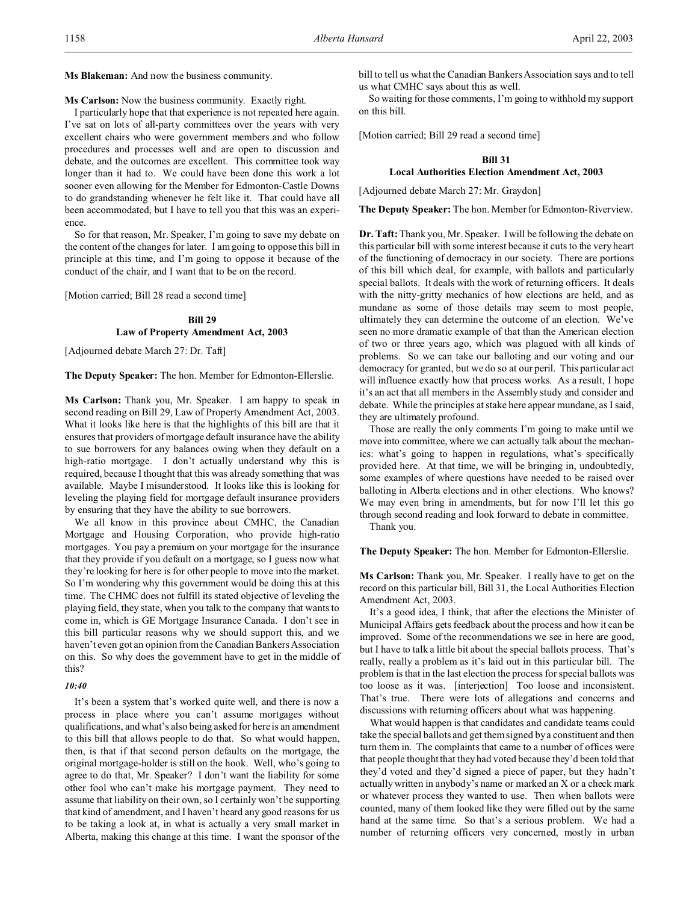**Ms Blakeman:** And now the business community.

**Ms Carlson:** Now the business community. Exactly right.

I particularly hope that that experience is not repeated here again. I've sat on lots of all-party committees over the years with very excellent chairs who were government members and who follow procedures and processes well and are open to discussion and debate, and the outcomes are excellent. This committee took way longer than it had to. We could have been done this work a lot sooner even allowing for the Member for Edmonton-Castle Downs to do grandstanding whenever he felt like it. That could have all been accommodated, but I have to tell you that this was an experience.

So for that reason, Mr. Speaker, I'm going to save my debate on the content of the changes for later. I am going to oppose this bill in principle at this time, and I'm going to oppose it because of the conduct of the chair, and I want that to be on the record.

[Motion carried; Bill 28 read a second time]

## Bill 29
## Law of Property Amendment Act, 2003

[Adjourned debate March 27: Dr. Taft]

**The Deputy Speaker:** The hon. Member for Edmonton-Ellerslie.

**Ms Carlson:** Thank you, Mr. Speaker. I am happy to speak in second reading on Bill 29, Law of Property Amendment Act, 2003. What it looks like here is that the highlights of this bill are that it ensures that providers of mortgage default insurance have the ability to sue borrowers for any balances owing when they default on a high-ratio mortgage. I don't actually understand why this is required, because I thought that this was already something that was available. Maybe I misunderstood. It looks like this is looking for leveling the playing field for mortgage default insurance providers by ensuring that they have the ability to sue borrowers.

We all know in this province about CMHC, the Canadian Mortgage and Housing Corporation, who provide high-ratio mortgages. You pay a premium on your mortgage for the insurance that they provide if you default on a mortgage, so I guess now what they're looking for here is for other people to move into the market. So I'm wondering why this government would be doing this at this time. The CHMC does not fulfill its stated objective of leveling the playing field, they state, when you talk to the company that wants to come in, which is GE Mortgage Insurance Canada. I don't see in this bill particular reasons why we should support this, and we haven't even got an opinion from the Canadian Bankers Association on this. So why does the government have to get in the middle of this?

*10:40*

It's been a system that's worked quite well, and there is now a process in place where you can't assume mortgages without qualifications, and what's also being asked for here is an amendment to this bill that allows people to do that. So what would happen, then, is that if that second person defaults on the mortgage, the original mortgage-holder is still on the hook. Well, who's going to agree to do that, Mr. Speaker? I don't want the liability for some other fool who can't make his mortgage payment. They need to assume that liability on their own, so I certainly won't be supporting that kind of amendment, and I haven't heard any good reasons for us to be taking a look at, in what is actually a very small market in Alberta, making this change at this time. I want the sponsor of the bill to tell us what the Canadian Bankers Association says and to tell us what CMHC says about this as well.

So waiting for those comments, I'm going to withhold my support on this bill.

[Motion carried; Bill 29 read a second time]

## Bill 31
## Local Authorities Election Amendment Act, 2003

[Adjourned debate March 27: Mr. Graydon]

**The Deputy Speaker:** The hon. Member for Edmonton-Riverview.

**Dr. Taft:** Thank you, Mr. Speaker. I will be following the debate on this particular bill with some interest because it cuts to the very heart of the functioning of democracy in our society. There are portions of this bill which deal, for example, with ballots and particularly special ballots. It deals with the work of returning officers. It deals with the nitty-gritty mechanics of how elections are held, and as mundane as some of those details may seem to most people, ultimately they can determine the outcome of an election. We've seen no more dramatic example of that than the American election of two or three years ago, which was plagued with all kinds of problems. So we can take our balloting and our voting and our democracy for granted, but we do so at our peril. This particular act will influence exactly how that process works. As a result, I hope it's an act that all members in the Assembly study and consider and debate. While the principles at stake here appear mundane, as I said, they are ultimately profound.

Those are really the only comments I'm going to make until we move into committee, where we can actually talk about the mechanics: what's going to happen in regulations, what's specifically provided here. At that time, we will be bringing in, undoubtedly, some examples of where questions have needed to be raised over balloting in Alberta elections and in other elections. Who knows? We may even bring in amendments, but for now I'll let this go through second reading and look forward to debate in committee.

Thank you.

**The Deputy Speaker:** The hon. Member for Edmonton-Ellerslie.

**Ms Carlson:** Thank you, Mr. Speaker. I really have to get on the record on this particular bill, Bill 31, the Local Authorities Election Amendment Act, 2003.

It's a good idea, I think, that after the elections the Minister of Municipal Affairs gets feedback about the process and how it can be improved. Some of the recommendations we see in here are good, but I have to talk a little bit about the special ballots process. That's really, really a problem as it's laid out in this particular bill. The problem is that in the last election the process for special ballots was too loose as it was. [interjection] Too loose and inconsistent. That's true. There were lots of allegations and concerns and discussions with returning officers about what was happening.

What would happen is that candidates and candidate teams could take the special ballots and get them signed by a constituent and then turn them in. The complaints that came to a number of offices were that people thought that they had voted because they'd been told that they'd voted and they'd signed a piece of paper, but they hadn't actually written in anybody's name or marked an X or a check mark or whatever process they wanted to use. Then when ballots were counted, many of them looked like they were filled out by the same hand at the same time. So that's a serious problem. We had a number of returning officers very concerned, mostly in urban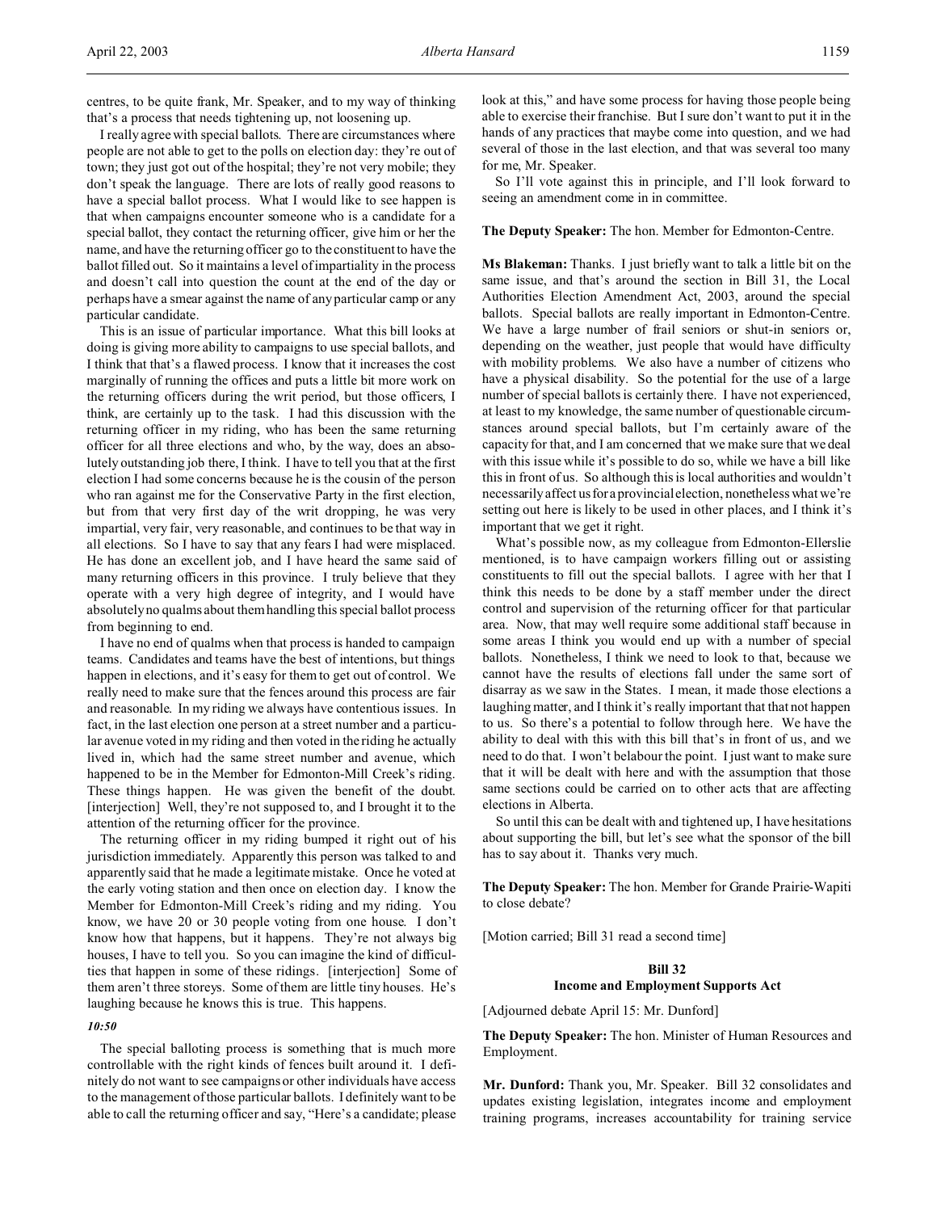centres, to be quite frank, Mr. Speaker, and to my way of thinking that's a process that needs tightening up, not loosening up.

I really agree with special ballots. There are circumstances where people are not able to get to the polls on election day: they're out of town; they just got out of the hospital; they're not very mobile; they don't speak the language. There are lots of really good reasons to have a special ballot process. What I would like to see happen is that when campaigns encounter someone who is a candidate for a special ballot, they contact the returning officer, give him or her the name, and have the returning officer go to the constituent to have the ballot filled out. So it maintains a level of impartiality in the process and doesn't call into question the count at the end of the day or perhaps have a smear against the name of any particular camp or any particular candidate.

This is an issue of particular importance. What this bill looks at doing is giving more ability to campaigns to use special ballots, and I think that that's a flawed process. I know that it increases the cost marginally of running the offices and puts a little bit more work on the returning officers during the writ period, but those officers, I think, are certainly up to the task. I had this discussion with the returning officer in my riding, who has been the same returning officer for all three elections and who, by the way, does an absolutely outstanding job there, I think. I have to tell you that at the first election I had some concerns because he is the cousin of the person who ran against me for the Conservative Party in the first election, but from that very first day of the writ dropping, he was very impartial, very fair, very reasonable, and continues to be that way in all elections. So I have to say that any fears I had were misplaced. He has done an excellent job, and I have heard the same said of many returning officers in this province. I truly believe that they operate with a very high degree of integrity, and I would have absolutely no qualms about them handling this special ballot process from beginning to end.

I have no end of qualms when that process is handed to campaign teams. Candidates and teams have the best of intentions, but things happen in elections, and it's easy for them to get out of control. We really need to make sure that the fences around this process are fair and reasonable. In my riding we always have contentious issues. In fact, in the last election one person at a street number and a particular avenue voted in my riding and then voted in the riding he actually lived in, which had the same street number and avenue, which happened to be in the Member for Edmonton-Mill Creek's riding. These things happen. He was given the benefit of the doubt. [interjection] Well, they're not supposed to, and I brought it to the attention of the returning officer for the province.

The returning officer in my riding bumped it right out of his jurisdiction immediately. Apparently this person was talked to and apparently said that he made a legitimate mistake. Once he voted at the early voting station and then once on election day. I know the Member for Edmonton-Mill Creek's riding and my riding. You know, we have 20 or 30 people voting from one house. I don't know how that happens, but it happens. They're not always big houses, I have to tell you. So you can imagine the kind of difficulties that happen in some of these ridings. [interjection] Some of them aren't three storeys. Some of them are little tiny houses. He's laughing because he knows this is true. This happens.

*10:50*

The special balloting process is something that is much more controllable with the right kinds of fences built around it. I definitely do not want to see campaigns or other individuals have access to the management of those particular ballots. I definitely want to be able to call the returning officer and say, "Here's a candidate; please look at this," and have some process for having those people being able to exercise their franchise. But I sure don't want to put it in the hands of any practices that maybe come into question, and we had several of those in the last election, and that was several too many for me, Mr. Speaker.

So I'll vote against this in principle, and I'll look forward to seeing an amendment come in in committee.

**The Deputy Speaker:** The hon. Member for Edmonton-Centre.

**Ms Blakeman:** Thanks. I just briefly want to talk a little bit on the same issue, and that's around the section in Bill 31, the Local Authorities Election Amendment Act, 2003, around the special ballots. Special ballots are really important in Edmonton-Centre. We have a large number of frail seniors or shut-in seniors or, depending on the weather, just people that would have difficulty with mobility problems. We also have a number of citizens who have a physical disability. So the potential for the use of a large number of special ballots is certainly there. I have not experienced, at least to my knowledge, the same number of questionable circumstances around special ballots, but I'm certainly aware of the capacity for that, and I am concerned that we make sure that we deal with this issue while it's possible to do so, while we have a bill like this in front of us. So although this is local authorities and wouldn't necessarily affect us for a provincial election, nonetheless what we're setting out here is likely to be used in other places, and I think it's important that we get it right.

What's possible now, as my colleague from Edmonton-Ellerslie mentioned, is to have campaign workers filling out or assisting constituents to fill out the special ballots. I agree with her that I think this needs to be done by a staff member under the direct control and supervision of the returning officer for that particular area. Now, that may well require some additional staff because in some areas I think you would end up with a number of special ballots. Nonetheless, I think we need to look to that, because we cannot have the results of elections fall under the same sort of disarray as we saw in the States. I mean, it made those elections a laughing matter, and I think it's really important that that not happen to us. So there's a potential to follow through here. We have the ability to deal with this with this bill that's in front of us, and we need to do that. I won't belabour the point. I just want to make sure that it will be dealt with here and with the assumption that those same sections could be carried on to other acts that are affecting elections in Alberta.

So until this can be dealt with and tightened up, I have hesitations about supporting the bill, but let's see what the sponsor of the bill has to say about it. Thanks very much.

**The Deputy Speaker:** The hon. Member for Grande Prairie-Wapiti to close debate?

[Motion carried; Bill 31 read a second time]

### Bill 32
### Income and Employment Supports Act

[Adjourned debate April 15: Mr. Dunford]

**The Deputy Speaker:** The hon. Minister of Human Resources and Employment.

**Mr. Dunford:** Thank you, Mr. Speaker. Bill 32 consolidates and updates existing legislation, integrates income and employment training programs, increases accountability for training service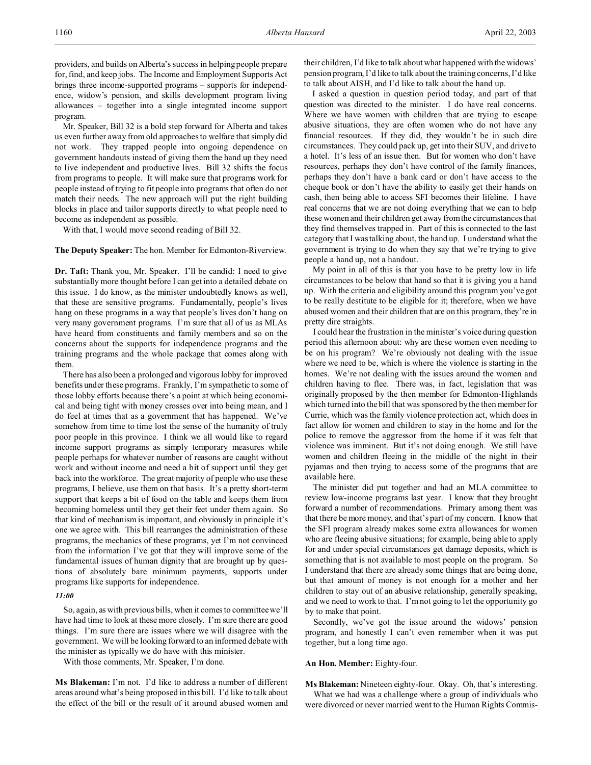providers, and builds on Alberta's success in helping people prepare for, find, and keep jobs. The Income and Employment Supports Act brings three income-supported programs – supports for independence, widow's pension, and skills development program living allowances – together into a single integrated income support program.

Mr. Speaker, Bill 32 is a bold step forward for Alberta and takes us even further away from old approaches to welfare that simply did not work. They trapped people into ongoing dependence on government handouts instead of giving them the hand up they need to live independent and productive lives. Bill 32 shifts the focus from programs to people. It will make sure that programs work for people instead of trying to fit people into programs that often do not match their needs. The new approach will put the right building blocks in place and tailor supports directly to what people need to become as independent as possible.

With that, I would move second reading of Bill 32.

**The Deputy Speaker:** The hon. Member for Edmonton-Riverview.

**Dr. Taft:** Thank you, Mr. Speaker. I'll be candid: I need to give substantially more thought before I can get into a detailed debate on this issue. I do know, as the minister undoubtedly knows as well, that these are sensitive programs. Fundamentally, people's lives hang on these programs in a way that people's lives don't hang on very many government programs. I'm sure that all of us as MLAs have heard from constituents and family members and so on the concerns about the supports for independence programs and the training programs and the whole package that comes along with them.

There has also been a prolonged and vigorous lobby for improved benefits under these programs. Frankly, I'm sympathetic to some of those lobby efforts because there's a point at which being economical and being tight with money crosses over into being mean, and I do feel at times that as a government that has happened. We've somehow from time to time lost the sense of the humanity of truly poor people in this province. I think we all would like to regard income support programs as simply temporary measures while people perhaps for whatever number of reasons are caught without work and without income and need a bit of support until they get back into the workforce. The great majority of people who use these programs, I believe, use them on that basis. It's a pretty short-term support that keeps a bit of food on the table and keeps them from becoming homeless until they get their feet under them again. So that kind of mechanism is important, and obviously in principle it's one we agree with. This bill rearranges the administration of these programs, the mechanics of these programs, yet I'm not convinced from the information I've got that they will improve some of the fundamental issues of human dignity that are brought up by questions of absolutely bare minimum payments, supports under programs like supports for independence.

*11:00*

So, again, as with previous bills, when it comes to committee we'll have had time to look at these more closely. I'm sure there are good things. I'm sure there are issues where we will disagree with the government. We will be looking forward to an informed debate with the minister as typically we do have with this minister.

With those comments, Mr. Speaker, I'm done.

**Ms Blakeman:** I'm not. I'd like to address a number of different areas around what's being proposed in this bill. I'd like to talk about the effect of the bill or the result of it around abused women and their children, I'd like to talk about what happened with the widows' pension program, I'd like to talk about the training concerns, I'd like to talk about AISH, and I'd like to talk about the hand up.

I asked a question in question period today, and part of that question was directed to the minister. I do have real concerns. Where we have women with children that are trying to escape abusive situations, they are often women who do not have any financial resources. If they did, they wouldn't be in such dire circumstances. They could pack up, get into their SUV, and drive to a hotel. It's less of an issue then. But for women who don't have resources, perhaps they don't have control of the family finances, perhaps they don't have a bank card or don't have access to the cheque book or don't have the ability to easily get their hands on cash, then being able to access SFI becomes their lifeline. I have real concerns that we are not doing everything that we can to help these women and their children get away from the circumstances that they find themselves trapped in. Part of this is connected to the last category that I was talking about, the hand up. I understand what the government is trying to do when they say that we're trying to give people a hand up, not a handout.

My point in all of this is that you have to be pretty low in life circumstances to be below that hand so that it is giving you a hand up. With the criteria and eligibility around this program you've got to be really destitute to be eligible for it; therefore, when we have abused women and their children that are on this program, they're in pretty dire straights.

I could hear the frustration in the minister's voice during question period this afternoon about: why are these women even needing to be on his program? We're obviously not dealing with the issue where we need to be, which is where the violence is starting in the homes. We're not dealing with the issues around the women and children having to flee. There was, in fact, legislation that was originally proposed by the then member for Edmonton-Highlands which turned into the bill that was sponsored by the then member for Currie, which was the family violence protection act, which does in fact allow for women and children to stay in the home and for the police to remove the aggressor from the home if it was felt that violence was imminent. But it's not doing enough. We still have women and children fleeing in the middle of the night in their pyjamas and then trying to access some of the programs that are available here.

The minister did put together and had an MLA committee to review low-income programs last year. I know that they brought forward a number of recommendations. Primary among them was that there be more money, and that's part of my concern. I know that the SFI program already makes some extra allowances for women who are fleeing abusive situations; for example, being able to apply for and under special circumstances get damage deposits, which is something that is not available to most people on the program. So I understand that there are already some things that are being done, but that amount of money is not enough for a mother and her children to stay out of an abusive relationship, generally speaking, and we need to work to that. I'm not going to let the opportunity go by to make that point.

Secondly, we've got the issue around the widows' pension program, and honestly I can't even remember when it was put together, but a long time ago.

**An Hon. Member:** Eighty-four.

**Ms Blakeman:** Nineteen eighty-four. Okay. Oh, that's interesting.

What we had was a challenge where a group of individuals who were divorced or never married went to the Human Rights Commis-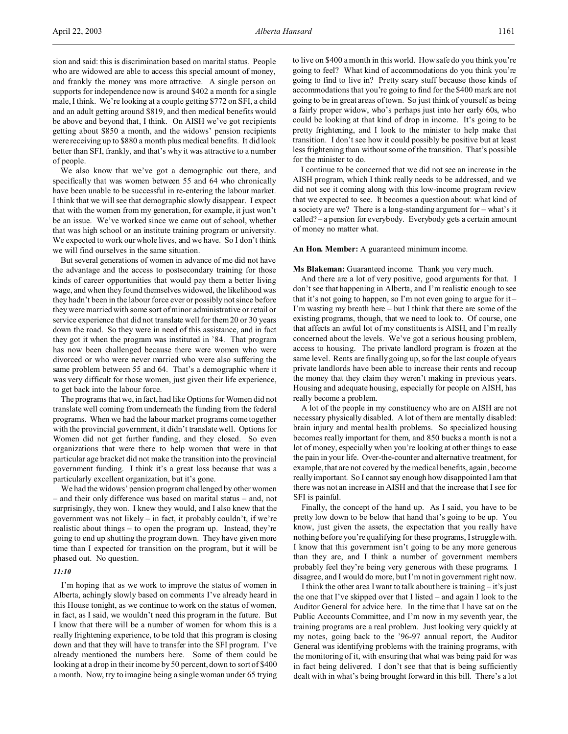sion and said: this is discrimination based on marital status. People who are widowed are able to access this special amount of money, and frankly the money was more attractive. A single person on supports for independence now is around $402 a month for a single male, I think. We're looking at a couple getting $772 on SFI, a child and an adult getting around $819, and then medical benefits would be above and beyond that, I think. On AISH we've got recipients getting about $850 a month, and the widows' pension recipients were receiving up to $880 a month plus medical benefits. It did look better than SFI, frankly, and that's why it was attractive to a number of people.

We also know that we've got a demographic out there, and specifically that was women between 55 and 64 who chronically have been unable to be successful in re-entering the labour market. I think that we will see that demographic slowly disappear. I expect that with the women from my generation, for example, it just won't be an issue. We've worked since we came out of school, whether that was high school or an institute training program or university. We expected to work our whole lives, and we have. So I don't think we will find ourselves in the same situation.

But several generations of women in advance of me did not have the advantage and the access to postsecondary training for those kinds of career opportunities that would pay them a better living wage, and when they found themselves widowed, the likelihood was they hadn't been in the labour force ever or possibly not since before they were married with some sort of minor administrative or retail or service experience that did not translate well for them 20 or 30 years down the road. So they were in need of this assistance, and in fact they got it when the program was instituted in '84. That program has now been challenged because there were women who were divorced or who were never married who were also suffering the same problem between 55 and 64. That's a demographic where it was very difficult for those women, just given their life experience, to get back into the labour force.

The programs that we, in fact, had like Options for Women did not translate well coming from underneath the funding from the federal programs. When we had the labour market programs come together with the provincial government, it didn't translate well. Options for Women did not get further funding, and they closed. So even organizations that were there to help women that were in that particular age bracket did not make the transition into the provincial government funding. I think it's a great loss because that was a particularly excellent organization, but it's gone.

We had the widows' pension program challenged by other women – and their only difference was based on marital status – and, not surprisingly, they won. I knew they would, and I also knew that the government was not likely – in fact, it probably couldn't, if we're realistic about things – to open the program up. Instead, they're going to end up shutting the program down. They have given more time than I expected for transition on the program, but it will be phased out. No question.

*11:10*

I'm hoping that as we work to improve the status of women in Alberta, achingly slowly based on comments I've already heard in this House tonight, as we continue to work on the status of women, in fact, as I said, we wouldn't need this program in the future. But I know that there will be a number of women for whom this is a really frightening experience, to be told that this program is closing down and that they will have to transfer into the SFI program. I've already mentioned the numbers here. Some of them could be looking at a drop in their income by 50 percent, down to sort of $400 a month. Now, try to imagine being a single woman under 65 trying to live on $400 a month in this world. How safe do you think you're going to feel? What kind of accommodations do you think you're going to find to live in? Pretty scary stuff because those kinds of accommodations that you're going to find for the $400 mark are not going to be in great areas of town. So just think of yourself as being a fairly proper widow, who's perhaps just into her early 60s, who could be looking at that kind of drop in income. It's going to be pretty frightening, and I look to the minister to help make that transition. I don't see how it could possibly be positive but at least less frightening than without some of the transition. That's possible for the minister to do.

I continue to be concerned that we did not see an increase in the AISH program, which I think really needs to be addressed, and we did not see it coming along with this low-income program review that we expected to see. It becomes a question about: what kind of a society are we? There is a long-standing argument for – what's it called? – a pension for everybody. Everybody gets a certain amount of money no matter what.

**An Hon. Member:** A guaranteed minimum income.

**Ms Blakeman:** Guaranteed income. Thank you very much.

And there are a lot of very positive, good arguments for that. I don't see that happening in Alberta, and I'm realistic enough to see that it's not going to happen, so I'm not even going to argue for it – I'm wasting my breath here – but I think that there are some of the existing programs, though, that we need to look to. Of course, one that affects an awful lot of my constituents is AISH, and I'm really concerned about the levels. We've got a serious housing problem, access to housing. The private landlord program is frozen at the same level. Rents are finally going up, so for the last couple of years private landlords have been able to increase their rents and recoup the money that they claim they weren't making in previous years. Housing and adequate housing, especially for people on AISH, has really become a problem.

A lot of the people in my constituency who are on AISH are not necessary physically disabled. A lot of them are mentally disabled: brain injury and mental health problems. So specialized housing becomes really important for them, and 850 bucks a month is not a lot of money, especially when you're looking at other things to ease the pain in your life. Over-the-counter and alternative treatment, for example, that are not covered by the medical benefits, again, become really important. So I cannot say enough how disappointed I am that there was not an increase in AISH and that the increase that I see for SFI is painful.

Finally, the concept of the hand up. As I said, you have to be pretty low down to be below that hand that's going to be up. You know, just given the assets, the expectation that you really have nothing before you're qualifying for these programs, I struggle with. I know that this government isn't going to be any more generous than they are, and I think a number of government members probably feel they're being very generous with these programs. I disagree, and I would do more, but I'm not in government right now.

I think the other area I want to talk about here is training – it's just the one that I've skipped over that I listed – and again I look to the Auditor General for advice here. In the time that I have sat on the Public Accounts Committee, and I'm now in my seventh year, the training programs are a real problem. Just looking very quickly at my notes, going back to the '96-97 annual report, the Auditor General was identifying problems with the training programs, with the monitoring of it, with ensuring that what was being paid for was in fact being delivered. I don't see that that is being sufficiently dealt with in what's being brought forward in this bill. There's a lot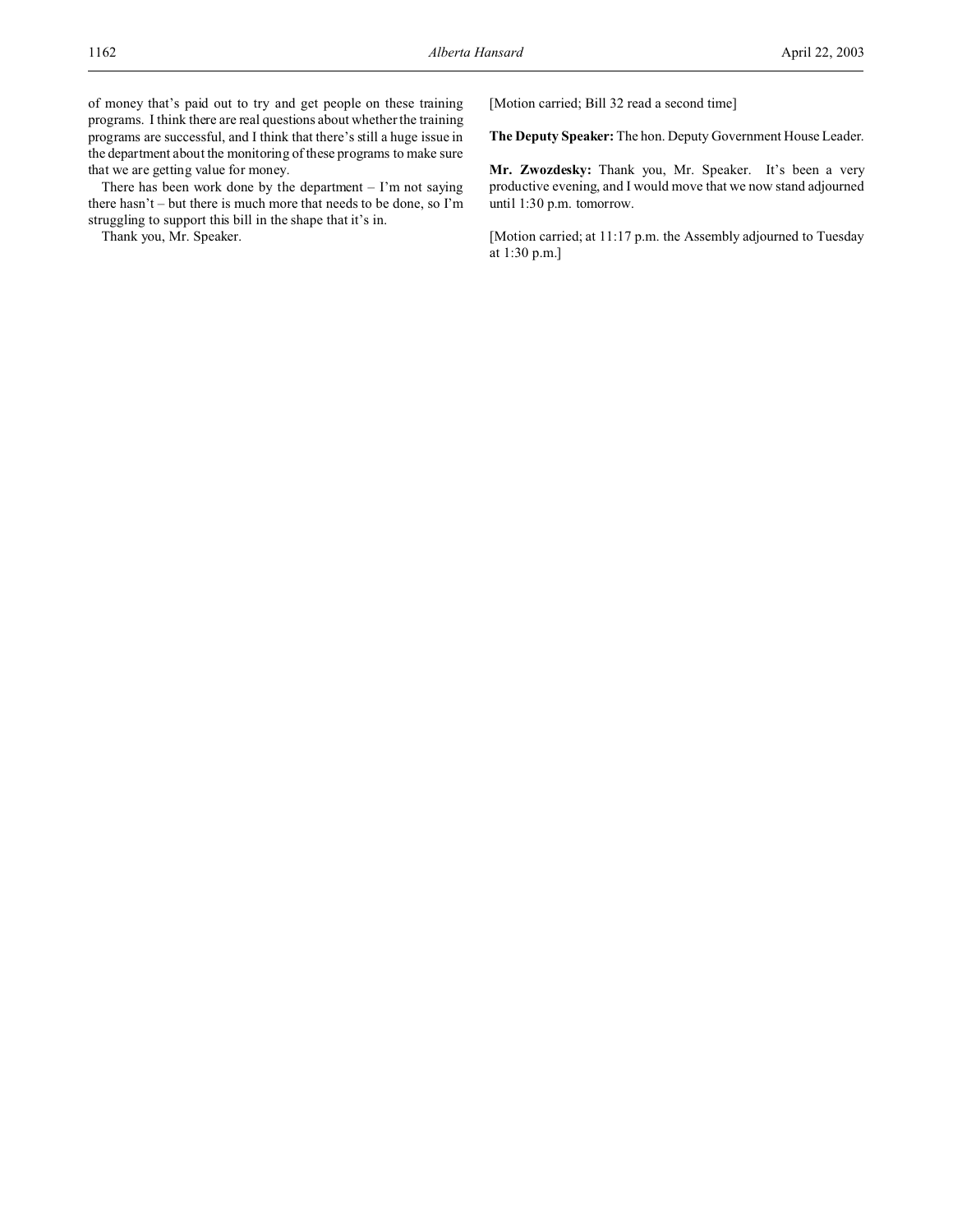of money that's paid out to try and get people on these training programs. I think there are real questions about whether the training programs are successful, and I think that there's still a huge issue in the department about the monitoring of these programs to make sure that we are getting value for money.

There has been work done by the department – I'm not saying there hasn't – but there is much more that needs to be done, so I'm struggling to support this bill in the shape that it's in.

Thank you, Mr. Speaker.

[Motion carried; Bill 32 read a second time]

**The Deputy Speaker:** The hon. Deputy Government House Leader.

**Mr. Zwozdesky:** Thank you, Mr. Speaker. It's been a very productive evening, and I would move that we now stand adjourned until 1:30 p.m. tomorrow.

[Motion carried; at 11:17 p.m. the Assembly adjourned to Tuesday at 1:30 p.m.]